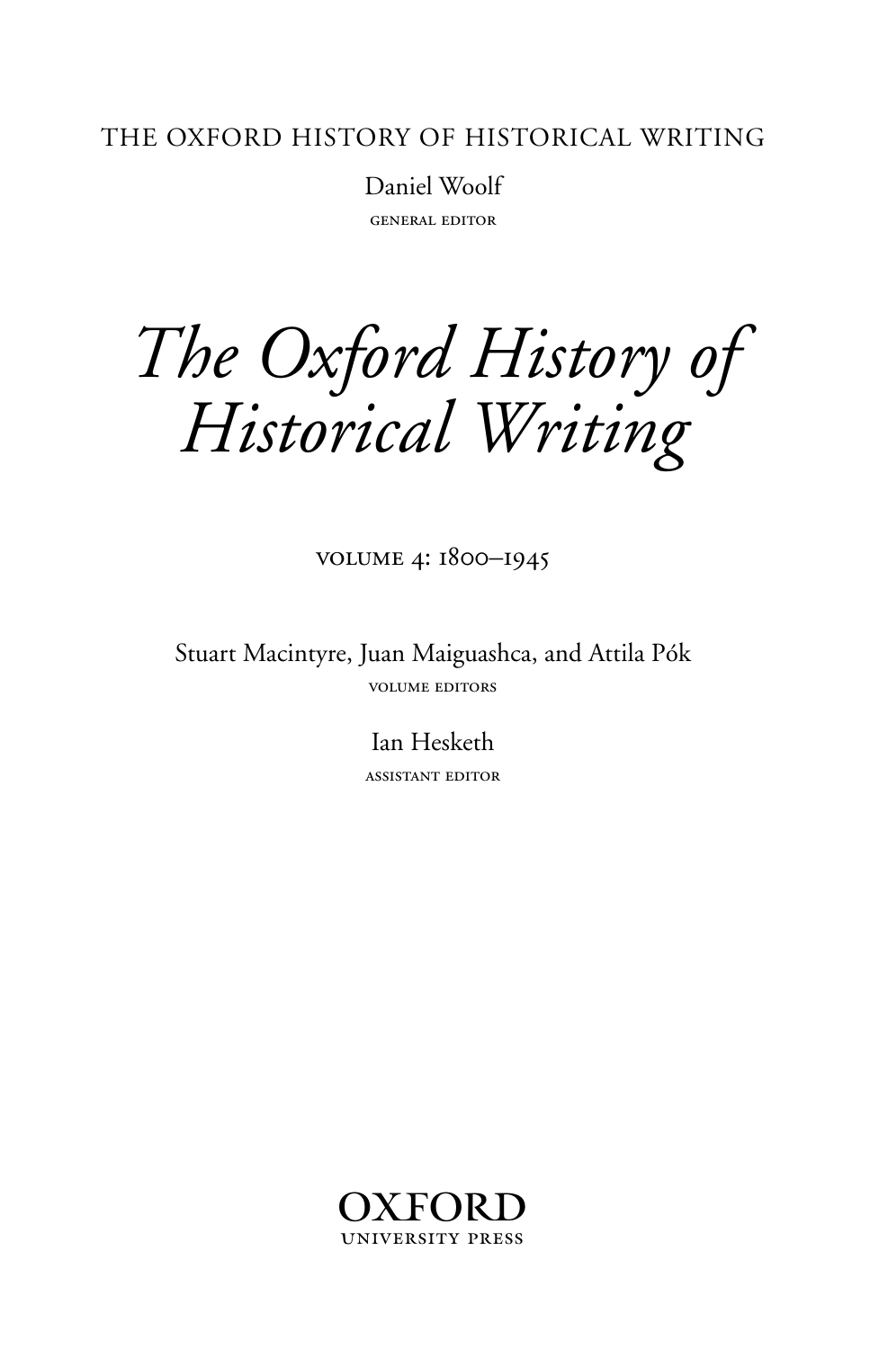THE OXFORD HISTORY OF HISTORICAL WRITING

Daniel Woolf

GENERAL EDITOR

# *The Oxford History of Historical Writing*

VOLUME 4: 1800–1945

Stuart Macintyre, Juan Maiguashca, and Attila Pók

VOLUME EDITORS

Ian Hesketh

ASSISTANT EDITOR

OXFORD
UNIVERSITY PRESS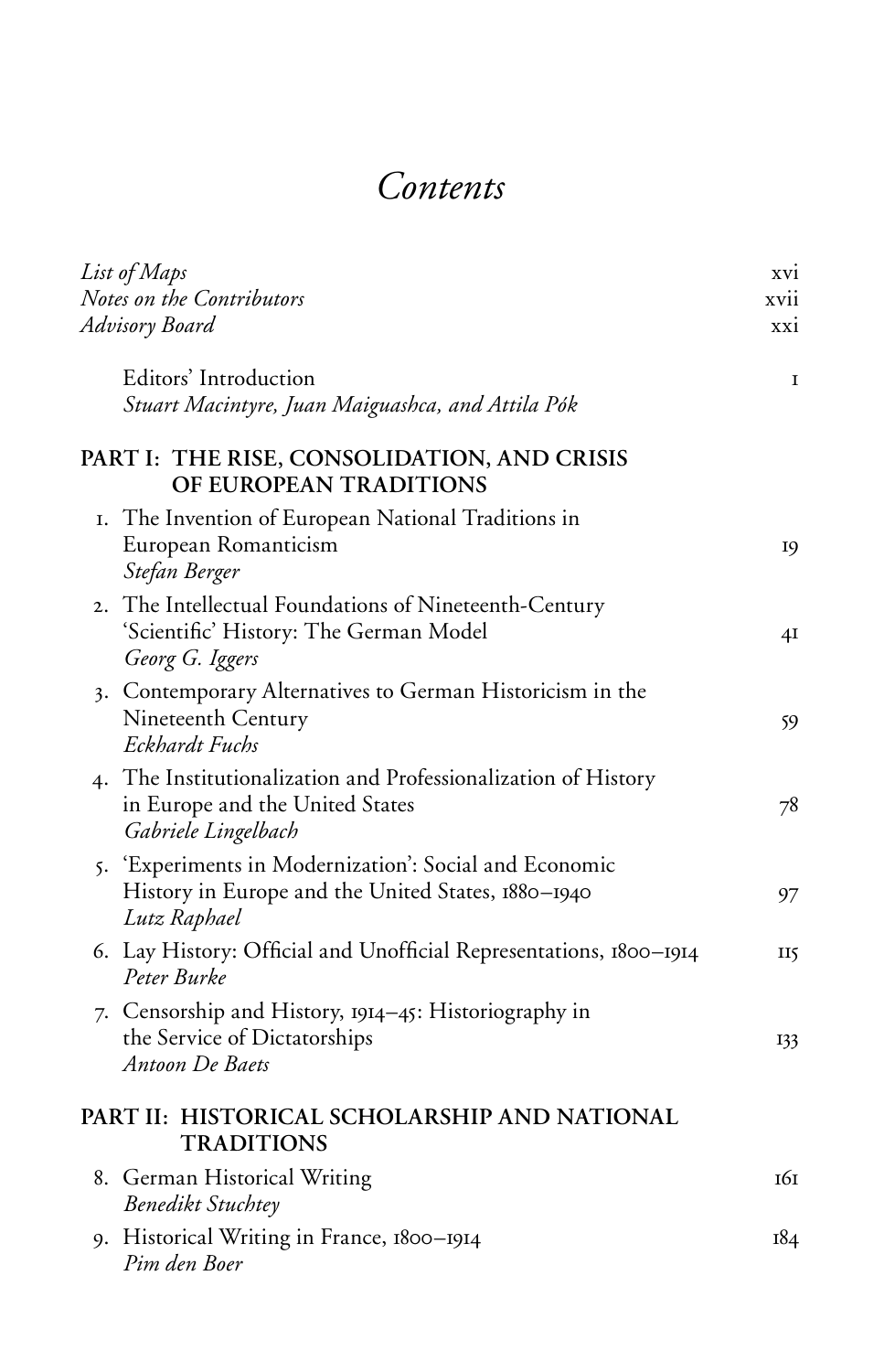# *Contents*

| | |
|---|---|
| *List of Maps* | xvi |
| *Notes on the Contributors* | xvii |
| *Advisory Board* | xxi |
| Editors' Introduction<br>*Stuart Macintyre, Juan Maiguashca, and Attila Pók* | 1 |

## PART I: THE RISE, CONSOLIDATION, AND CRISIS OF EUROPEAN TRADITIONS

| | |
|---|---|
| 1. The Invention of European National Traditions in European Romanticism<br>*Stefan Berger* | 19 |
| 2. The Intellectual Foundations of Nineteenth-Century 'Scientific' History: The German Model<br>*Georg G. Iggers* | 41 |
| 3. Contemporary Alternatives to German Historicism in the Nineteenth Century<br>*Eckhardt Fuchs* | 59 |
| 4. The Institutionalization and Professionalization of History in Europe and the United States<br>*Gabriele Lingelbach* | 78 |
| 5. 'Experiments in Modernization': Social and Economic History in Europe and the United States, 1880–1940<br>*Lutz Raphael* | 97 |
| 6. Lay History: Official and Unofficial Representations, 1800–1914<br>*Peter Burke* | 115 |
| 7. Censorship and History, 1914–45: Historiography in the Service of Dictatorships<br>*Antoon De Baets* | 133 |

## PART II: HISTORICAL SCHOLARSHIP AND NATIONAL TRADITIONS

| | |
|---|---|
| 8. German Historical Writing<br>*Benedikt Stuchtey* | 161 |
| 9. Historical Writing in France, 1800–1914<br>*Pim den Boer* | 184 |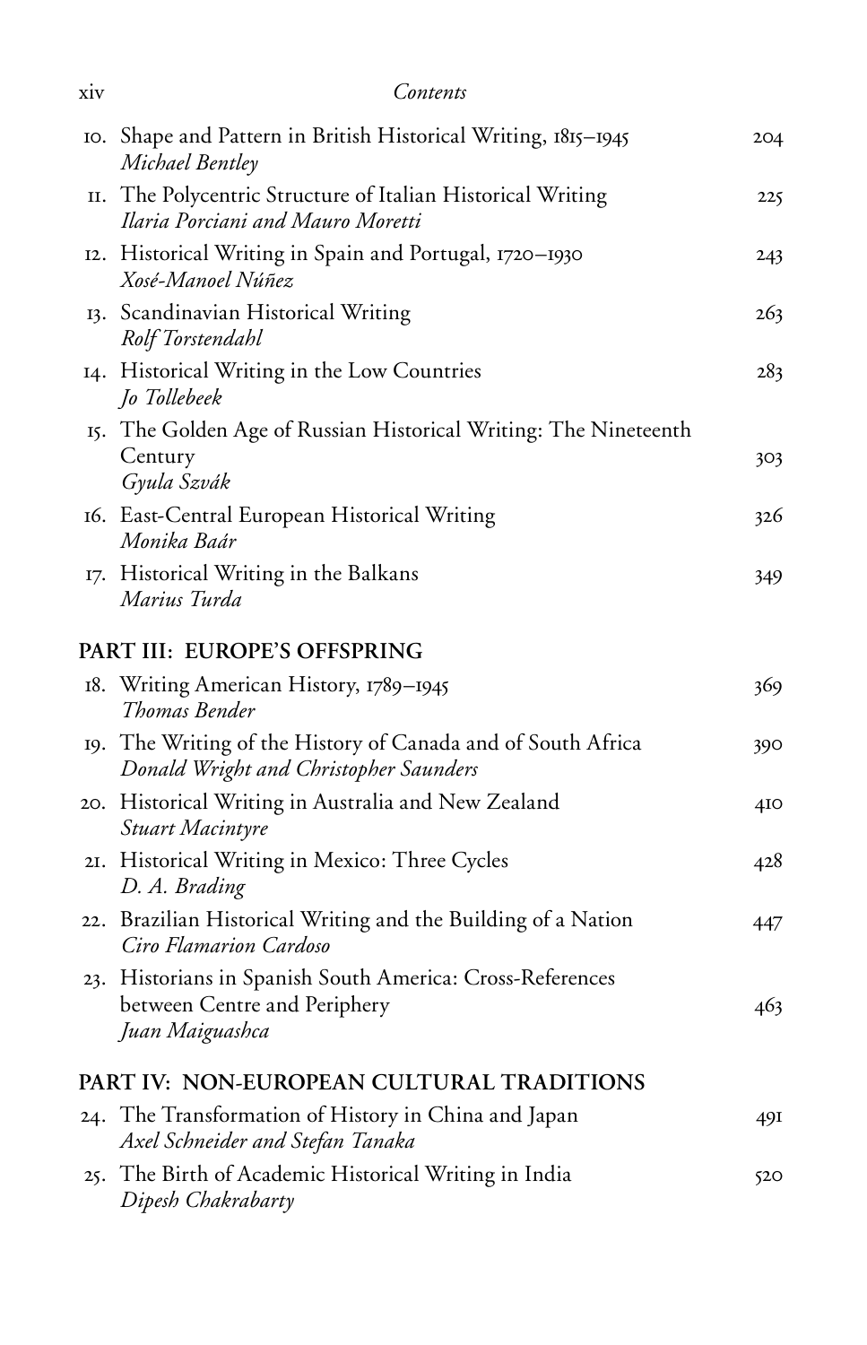10. Shape and Pattern in British Historical Writing, 1815–1945 — 204
    *Michael Bentley*
11. The Polycentric Structure of Italian Historical Writing — 225
    *Ilaria Porciani and Mauro Moretti*
12. Historical Writing in Spain and Portugal, 1720–1930 — 243
    *Xosé-Manoel Núñez*
13. Scandinavian Historical Writing — 263
    *Rolf Torstendahl*
14. Historical Writing in the Low Countries — 283
    *Jo Tollebeek*
15. The Golden Age of Russian Historical Writing: The Nineteenth Century — 303
    *Gyula Szvák*
16. East-Central European Historical Writing — 326
    *Monika Baár*
17. Historical Writing in the Balkans — 349
    *Marius Turda*

## PART III: EUROPE'S OFFSPRING

18. Writing American History, 1789–1945 — 369
    *Thomas Bender*
19. The Writing of the History of Canada and of South Africa — 390
    *Donald Wright and Christopher Saunders*
20. Historical Writing in Australia and New Zealand — 410
    *Stuart Macintyre*
21. Historical Writing in Mexico: Three Cycles — 428
    *D. A. Brading*
22. Brazilian Historical Writing and the Building of a Nation — 447
    *Ciro Flamarion Cardoso*
23. Historians in Spanish South America: Cross-References between Centre and Periphery — 463
    *Juan Maiguashca*

## PART IV: NON-EUROPEAN CULTURAL TRADITIONS

24. The Transformation of History in China and Japan — 491
    *Axel Schneider and Stefan Tanaka*
25. The Birth of Academic Historical Writing in India — 520
    *Dipesh Chakrabarty*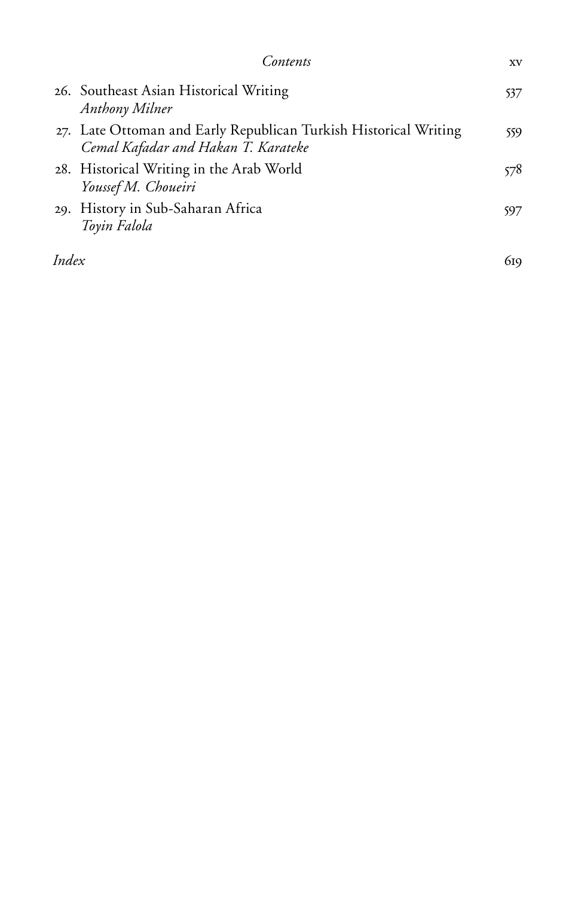26. Southeast Asian Historical Writing — 537
    *Anthony Milner*
27. Late Ottoman and Early Republican Turkish Historical Writing — 559
    *Cemal Kafadar and Hakan T. Karateke*
28. Historical Writing in the Arab World — 578
    *Youssef M. Choueiri*
29. History in Sub-Saharan Africa — 597
    *Toyin Falola*

*Index* — 619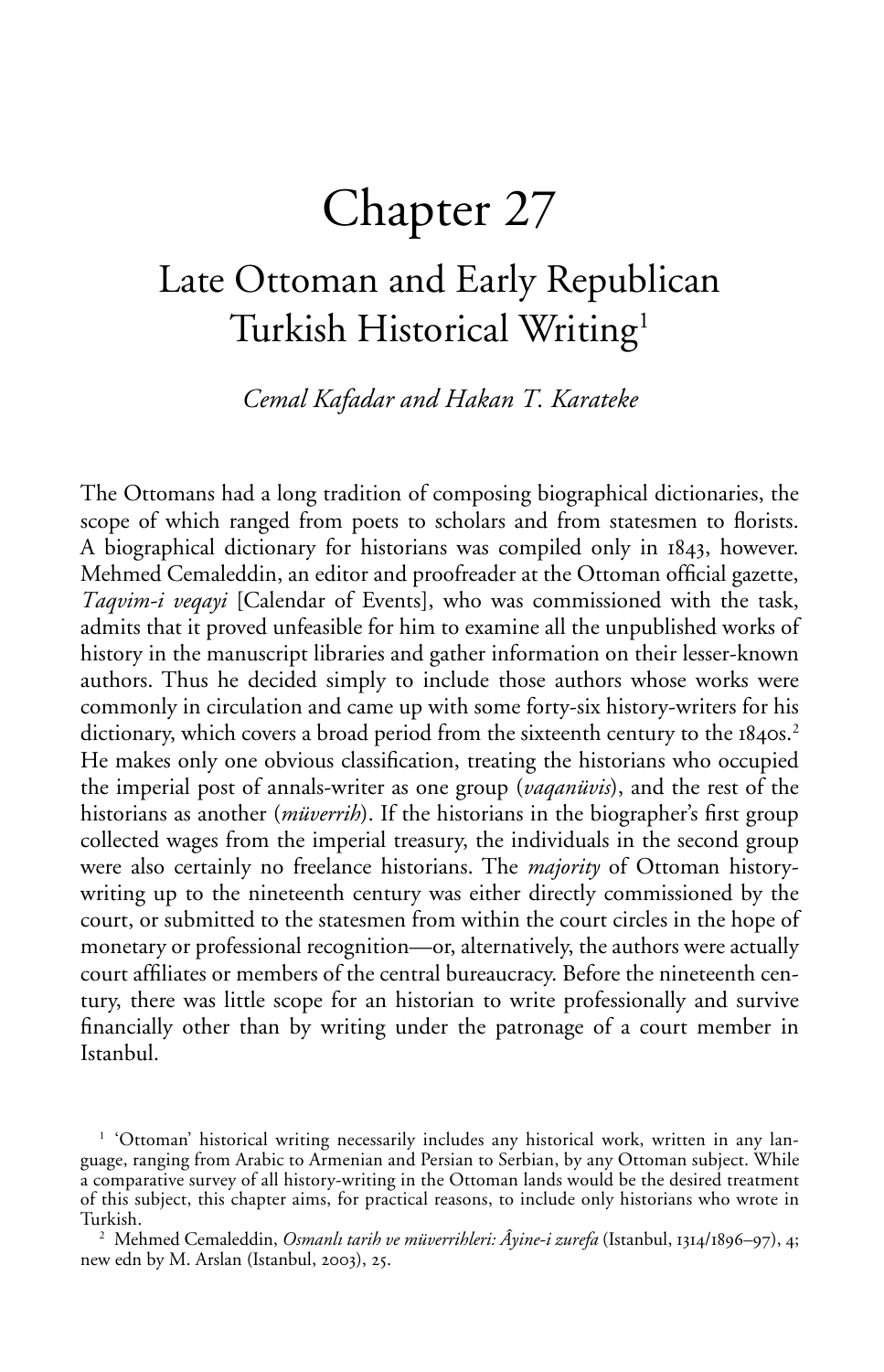# Chapter 27

## Late Ottoman and Early Republican Turkish Historical Writing[1]

*Cemal Kafadar and Hakan T. Karateke*

The Ottomans had a long tradition of composing biographical dictionaries, the scope of which ranged from poets to scholars and from statesmen to florists. A biographical dictionary for historians was compiled only in 1843, however. Mehmed Cemaleddin, an editor and proofreader at the Ottoman official gazette, *Taqvim-i veqayi* [Calendar of Events], who was commissioned with the task, admits that it proved unfeasible for him to examine all the unpublished works of history in the manuscript libraries and gather information on their lesser-known authors. Thus he decided simply to include those authors whose works were commonly in circulation and came up with some forty-six history-writers for his dictionary, which covers a broad period from the sixteenth century to the 1840s.[2] He makes only one obvious classification, treating the historians who occupied the imperial post of annals-writer as one group (*vaqanüvis*), and the rest of the historians as another (*müverrih*). If the historians in the biographer's first group collected wages from the imperial treasury, the individuals in the second group were also certainly no freelance historians. The *majority* of Ottoman history-writing up to the nineteenth century was either directly commissioned by the court, or submitted to the statesmen from within the court circles in the hope of monetary or professional recognition—or, alternatively, the authors were actually court affiliates or members of the central bureaucracy. Before the nineteenth century, there was little scope for an historian to write professionally and survive financially other than by writing under the patronage of a court member in Istanbul.

---

[1] 'Ottoman' historical writing necessarily includes any historical work, written in any language, ranging from Arabic to Armenian and Persian to Serbian, by any Ottoman subject. While a comparative survey of all history-writing in the Ottoman lands would be the desired treatment of this subject, this chapter aims, for practical reasons, to include only historians who wrote in Turkish.

[2] Mehmed Cemaleddin, *Osmanlı tarih ve müverrihleri: Âyine-i zurefa* (Istanbul, 1314/1896–97), 4; new edn by M. Arslan (Istanbul, 2003), 25.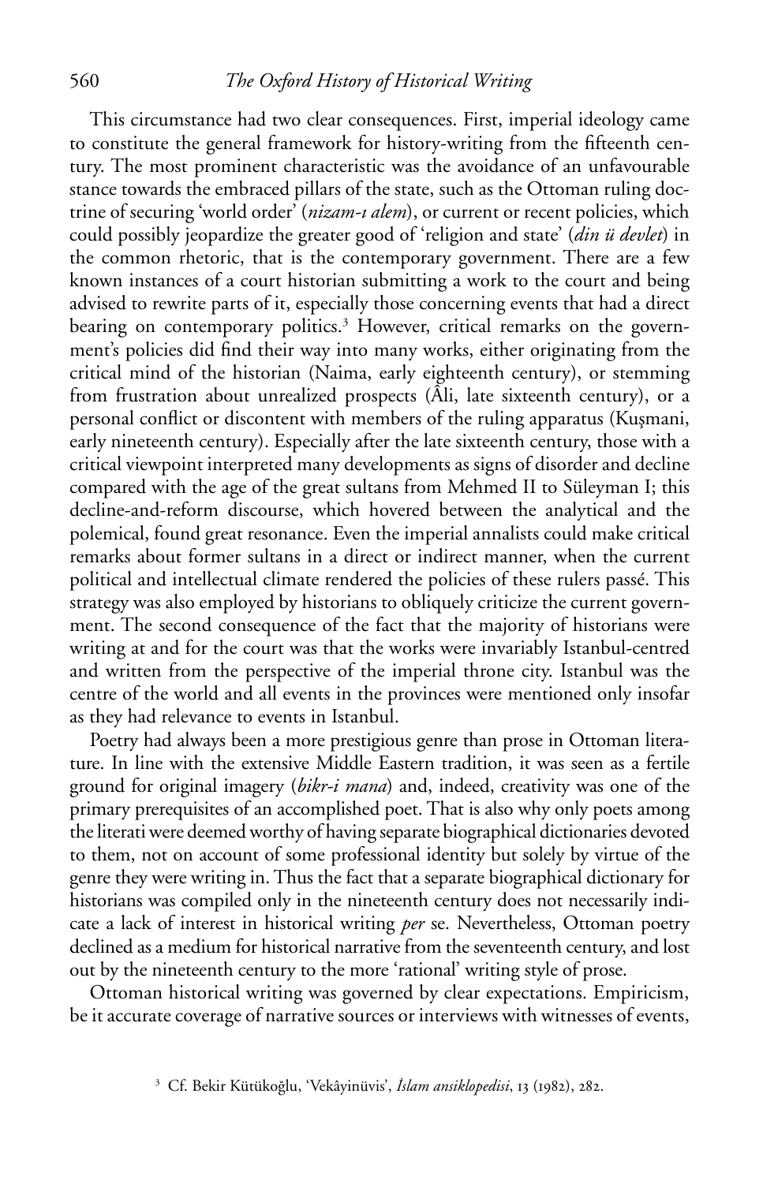This circumstance had two clear consequences. First, imperial ideology came to constitute the general framework for history-writing from the fifteenth century. The most prominent characteristic was the avoidance of an unfavourable stance towards the embraced pillars of the state, such as the Ottoman ruling doctrine of securing 'world order' (*nizam-ı alem*), or current or recent policies, which could possibly jeopardize the greater good of 'religion and state' (*din ü devlet*) in the common rhetoric, that is the contemporary government. There are a few known instances of a court historian submitting a work to the court and being advised to rewrite parts of it, especially those concerning events that had a direct bearing on contemporary politics.[3] However, critical remarks on the government's policies did find their way into many works, either originating from the critical mind of the historian (Naima, early eighteenth century), or stemming from frustration about unrealized prospects (Âli, late sixteenth century), or a personal conflict or discontent with members of the ruling apparatus (Kuşmani, early nineteenth century). Especially after the late sixteenth century, those with a critical viewpoint interpreted many developments as signs of disorder and decline compared with the age of the great sultans from Mehmed II to Süleyman I; this decline-and-reform discourse, which hovered between the analytical and the polemical, found great resonance. Even the imperial annalists could make critical remarks about former sultans in a direct or indirect manner, when the current political and intellectual climate rendered the policies of these rulers passé. This strategy was also employed by historians to obliquely criticize the current government. The second consequence of the fact that the majority of historians were writing at and for the court was that the works were invariably Istanbul-centred and written from the perspective of the imperial throne city. Istanbul was the centre of the world and all events in the provinces were mentioned only insofar as they had relevance to events in Istanbul.

Poetry had always been a more prestigious genre than prose in Ottoman literature. In line with the extensive Middle Eastern tradition, it was seen as a fertile ground for original imagery (*bikr-i mana*) and, indeed, creativity was one of the primary prerequisites of an accomplished poet. That is also why only poets among the literati were deemed worthy of having separate biographical dictionaries devoted to them, not on account of some professional identity but solely by virtue of the genre they were writing in. Thus the fact that a separate biographical dictionary for historians was compiled only in the nineteenth century does not necessarily indicate a lack of interest in historical writing *per* se. Nevertheless, Ottoman poetry declined as a medium for historical narrative from the seventeenth century, and lost out by the nineteenth century to the more 'rational' writing style of prose.

Ottoman historical writing was governed by clear expectations. Empiricism, be it accurate coverage of narrative sources or interviews with witnesses of events,

[3] Cf. Bekir Kütükoğlu, 'Vekâyinüvis', *İslam ansiklopedisi*, 13 (1982), 282.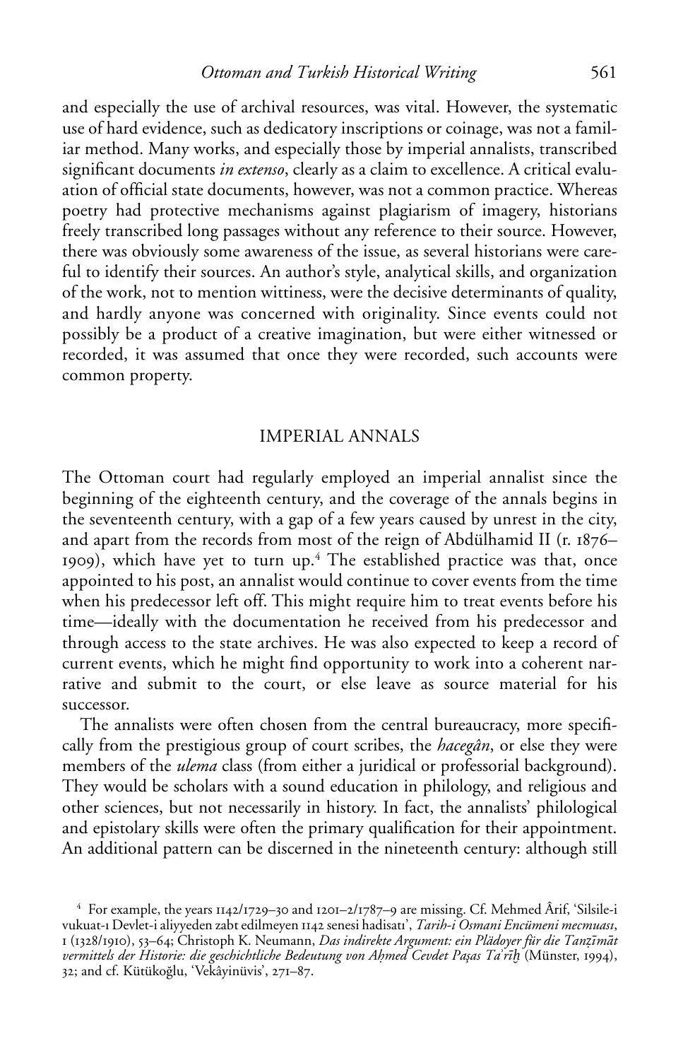and especially the use of archival resources, was vital. However, the systematic use of hard evidence, such as dedicatory inscriptions or coinage, was not a familiar method. Many works, and especially those by imperial annalists, transcribed significant documents *in extenso*, clearly as a claim to excellence. A critical evaluation of official state documents, however, was not a common practice. Whereas poetry had protective mechanisms against plagiarism of imagery, historians freely transcribed long passages without any reference to their source. However, there was obviously some awareness of the issue, as several historians were careful to identify their sources. An author's style, analytical skills, and organization of the work, not to mention wittiness, were the decisive determinants of quality, and hardly anyone was concerned with originality. Since events could not possibly be a product of a creative imagination, but were either witnessed or recorded, it was assumed that once they were recorded, such accounts were common property.

## IMPERIAL ANNALS

The Ottoman court had regularly employed an imperial annalist since the beginning of the eighteenth century, and the coverage of the annals begins in the seventeenth century, with a gap of a few years caused by unrest in the city, and apart from the records from most of the reign of Abdülhamid II (r. 1876–1909), which have yet to turn up.[4] The established practice was that, once appointed to his post, an annalist would continue to cover events from the time when his predecessor left off. This might require him to treat events before his time—ideally with the documentation he received from his predecessor and through access to the state archives. He was also expected to keep a record of current events, which he might find opportunity to work into a coherent narrative and submit to the court, or else leave as source material for his successor.

The annalists were often chosen from the central bureaucracy, more specifically from the prestigious group of court scribes, the *hacegân*, or else they were members of the *ulema* class (from either a juridical or professorial background). They would be scholars with a sound education in philology, and religious and other sciences, but not necessarily in history. In fact, the annalists' philological and epistolary skills were often the primary qualification for their appointment. An additional pattern can be discerned in the nineteenth century: although still

[4] For example, the years 1142/1729–30 and 1201–2/1787–9 are missing. Cf. Mehmed Ârif, 'Silsile-i vukuat-ı Devlet-i aliyyeden zabt edilmeyen 1142 senesi hadisatı', *Tarih-i Osmani Encümeni mecmuası*, 1 (1328/1910), 53–64; Christoph K. Neumann, *Das indirekte Argument: ein Plädoyer für die Tanẓīmāt vermittels der Historie: die geschichtliche Bedeutung von Aḥmed Cevdet Paşas Taʾrīḫ* (Münster, 1994), 32; and cf. Kütükoğlu, 'Vekâyinüvis', 271–87.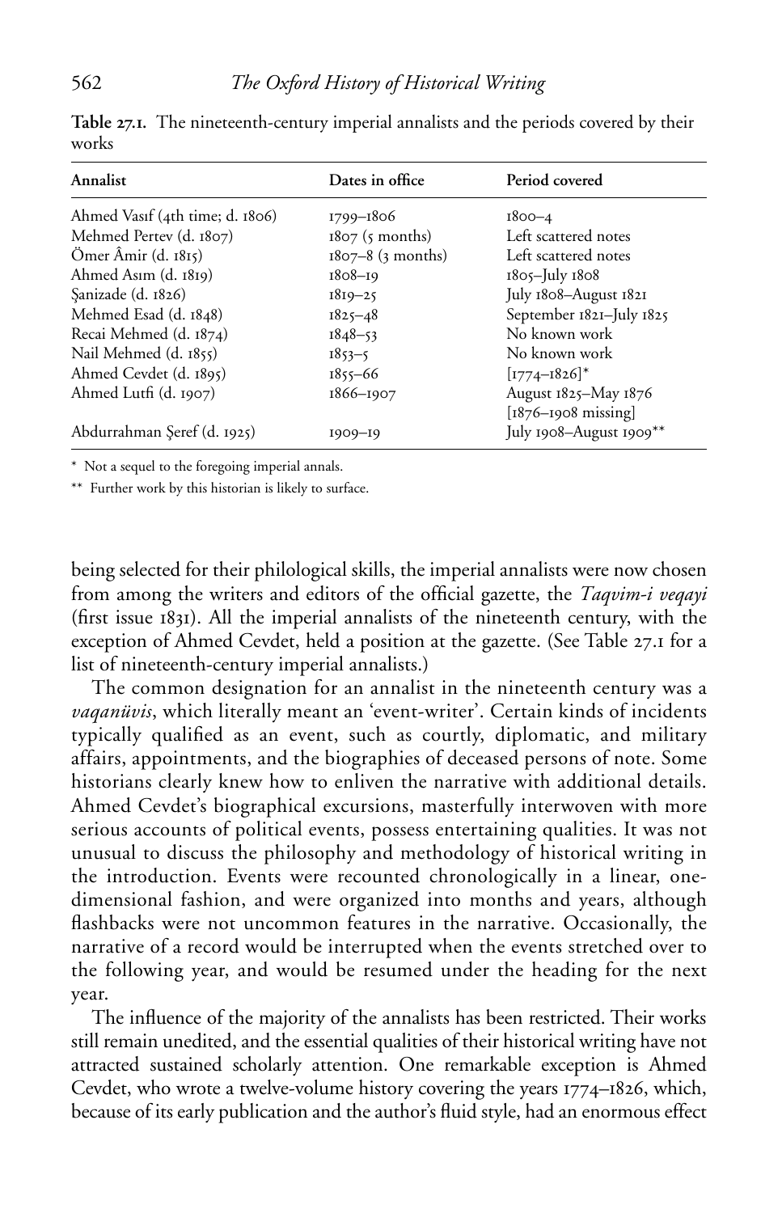**Table 27.1.** The nineteenth-century imperial annalists and the periods covered by their works

| Annalist | Dates in office | Period covered |
|---|---|---|
| Ahmed Vasıf (4th time; d. 1806) | 1799–1806 | 1800–4 |
| Mehmed Pertev (d. 1807) | 1807 (5 months) | Left scattered notes |
| Ömer Âmir (d. 1815) | 1807–8 (3 months) | Left scattered notes |
| Ahmed Asım (d. 1819) | 1808–19 | 1805–July 1808 |
| Şanizade (d. 1826) | 1819–25 | July 1808–August 1821 |
| Mehmed Esad (d. 1848) | 1825–48 | September 1821–July 1825 |
| Recai Mehmed (d. 1874) | 1848–53 | No known work |
| Nail Mehmed (d. 1855) | 1853–5 | No known work |
| Ahmed Cevdet (d. 1895) | 1855–66 | [1774–1826]* |
| Ahmed Lutfi (d. 1907) | 1866–1907 | August 1825–May 1876 [1876–1908 missing] |
| Abdurrahman Şeref (d. 1925) | 1909–19 | July 1908–August 1909** |

\* Not a sequel to the foregoing imperial annals.

\*\* Further work by this historian is likely to surface.

being selected for their philological skills, the imperial annalists were now chosen from among the writers and editors of the official gazette, the *Taqvim-i veqayi* (first issue 1831). All the imperial annalists of the nineteenth century, with the exception of Ahmed Cevdet, held a position at the gazette. (See Table 27.1 for a list of nineteenth-century imperial annalists.)

The common designation for an annalist in the nineteenth century was a *vaqanüvis*, which literally meant an 'event-writer'. Certain kinds of incidents typically qualified as an event, such as courtly, diplomatic, and military affairs, appointments, and the biographies of deceased persons of note. Some historians clearly knew how to enliven the narrative with additional details. Ahmed Cevdet's biographical excursions, masterfully interwoven with more serious accounts of political events, possess entertaining qualities. It was not unusual to discuss the philosophy and methodology of historical writing in the introduction. Events were recounted chronologically in a linear, one-dimensional fashion, and were organized into months and years, although flashbacks were not uncommon features in the narrative. Occasionally, the narrative of a record would be interrupted when the events stretched over to the following year, and would be resumed under the heading for the next year.

The influence of the majority of the annalists has been restricted. Their works still remain unedited, and the essential qualities of their historical writing have not attracted sustained scholarly attention. One remarkable exception is Ahmed Cevdet, who wrote a twelve-volume history covering the years 1774–1826, which, because of its early publication and the author's fluid style, had an enormous effect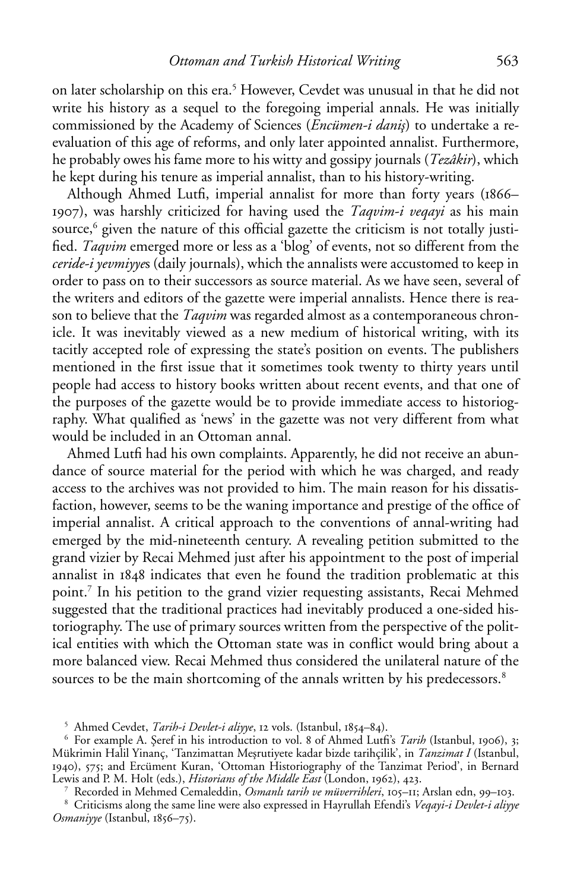on later scholarship on this era.[5] However, Cevdet was unusual in that he did not write his history as a sequel to the foregoing imperial annals. He was initially commissioned by the Academy of Sciences (*Encümen-i daniş*) to undertake a re-evaluation of this age of reforms, and only later appointed annalist. Furthermore, he probably owes his fame more to his witty and gossipy journals (*Tezâkir*), which he kept during his tenure as imperial annalist, than to his history-writing.

Although Ahmed Lutfi, imperial annalist for more than forty years (1866–1907), was harshly criticized for having used the *Taqvim-i veqayi* as his main source,[6] given the nature of this official gazette the criticism is not totally justified. *Taqvim* emerged more or less as a 'blog' of events, not so different from the *ceride-i yevmiyye*s (daily journals), which the annalists were accustomed to keep in order to pass on to their successors as source material. As we have seen, several of the writers and editors of the gazette were imperial annalists. Hence there is reason to believe that the *Taqvim* was regarded almost as a contemporaneous chronicle. It was inevitably viewed as a new medium of historical writing, with its tacitly accepted role of expressing the state's position on events. The publishers mentioned in the first issue that it sometimes took twenty to thirty years until people had access to history books written about recent events, and that one of the purposes of the gazette would be to provide immediate access to historiography. What qualified as 'news' in the gazette was not very different from what would be included in an Ottoman annal.

Ahmed Lutfi had his own complaints. Apparently, he did not receive an abundance of source material for the period with which he was charged, and ready access to the archives was not provided to him. The main reason for his dissatisfaction, however, seems to be the waning importance and prestige of the office of imperial annalist. A critical approach to the conventions of annal-writing had emerged by the mid-nineteenth century. A revealing petition submitted to the grand vizier by Recai Mehmed just after his appointment to the post of imperial annalist in 1848 indicates that even he found the tradition problematic at this point.[7] In his petition to the grand vizier requesting assistants, Recai Mehmed suggested that the traditional practices had inevitably produced a one-sided historiography. The use of primary sources written from the perspective of the political entities with which the Ottoman state was in conflict would bring about a more balanced view. Recai Mehmed thus considered the unilateral nature of the sources to be the main shortcoming of the annals written by his predecessors.[8]

[5] Ahmed Cevdet, *Tarih-i Devlet-i aliyye*, 12 vols. (Istanbul, 1854–84).

[6] For example A. Şeref in his introduction to vol. 8 of Ahmed Lutfi's *Tarih* (Istanbul, 1906), 3; Mükrimin Halil Yinanç, 'Tanzimattan Meşrutiyete kadar bizde tarihçilik', in *Tanzimat I* (Istanbul, 1940), 575; and Ercüment Kuran, 'Ottoman Historiography of the Tanzimat Period', in Bernard Lewis and P. M. Holt (eds.), *Historians of the Middle East* (London, 1962), 423.

[7] Recorded in Mehmed Cemaleddin, *Osmanlı tarih ve müverrihleri*, 105–11; Arslan edn, 99–103.

[8] Criticisms along the same line were also expressed in Hayrullah Efendi's *Veqayi-i Devlet-i aliyye Osmaniyye* (Istanbul, 1856–75).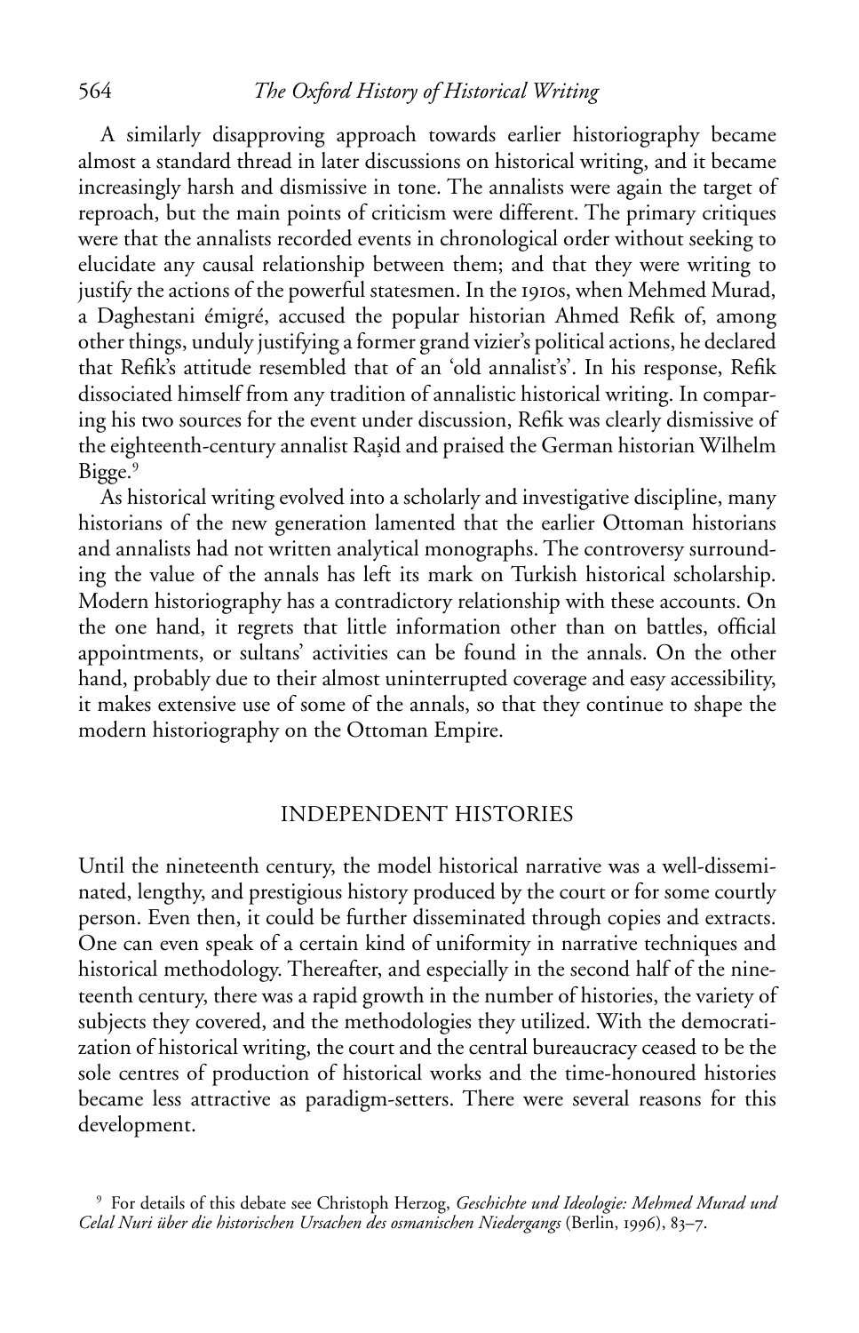A similarly disapproving approach towards earlier historiography became almost a standard thread in later discussions on historical writing, and it became increasingly harsh and dismissive in tone. The annalists were again the target of reproach, but the main points of criticism were different. The primary critiques were that the annalists recorded events in chronological order without seeking to elucidate any causal relationship between them; and that they were writing to justify the actions of the powerful statesmen. In the 1910s, when Mehmed Murad, a Daghestani émigré, accused the popular historian Ahmed Refik of, among other things, unduly justifying a former grand vizier's political actions, he declared that Refik's attitude resembled that of an 'old annalist's'. In his response, Refik dissociated himself from any tradition of annalistic historical writing. In comparing his two sources for the event under discussion, Refik was clearly dismissive of the eighteenth-century annalist Raşid and praised the German historian Wilhelm Bigge.[9]

As historical writing evolved into a scholarly and investigative discipline, many historians of the new generation lamented that the earlier Ottoman historians and annalists had not written analytical monographs. The controversy surrounding the value of the annals has left its mark on Turkish historical scholarship. Modern historiography has a contradictory relationship with these accounts. On the one hand, it regrets that little information other than on battles, official appointments, or sultans' activities can be found in the annals. On the other hand, probably due to their almost uninterrupted coverage and easy accessibility, it makes extensive use of some of the annals, so that they continue to shape the modern historiography on the Ottoman Empire.

## INDEPENDENT HISTORIES

Until the nineteenth century, the model historical narrative was a well-disseminated, lengthy, and prestigious history produced by the court or for some courtly person. Even then, it could be further disseminated through copies and extracts. One can even speak of a certain kind of uniformity in narrative techniques and historical methodology. Thereafter, and especially in the second half of the nineteenth century, there was a rapid growth in the number of histories, the variety of subjects they covered, and the methodologies they utilized. With the democratization of historical writing, the court and the central bureaucracy ceased to be the sole centres of production of historical works and the time-honoured histories became less attractive as paradigm-setters. There were several reasons for this development.

[9] For details of this debate see Christoph Herzog, *Geschichte und Ideologie: Mehmed Murad und Celal Nuri über die historischen Ursachen des osmanischen Niedergangs* (Berlin, 1996), 83–7.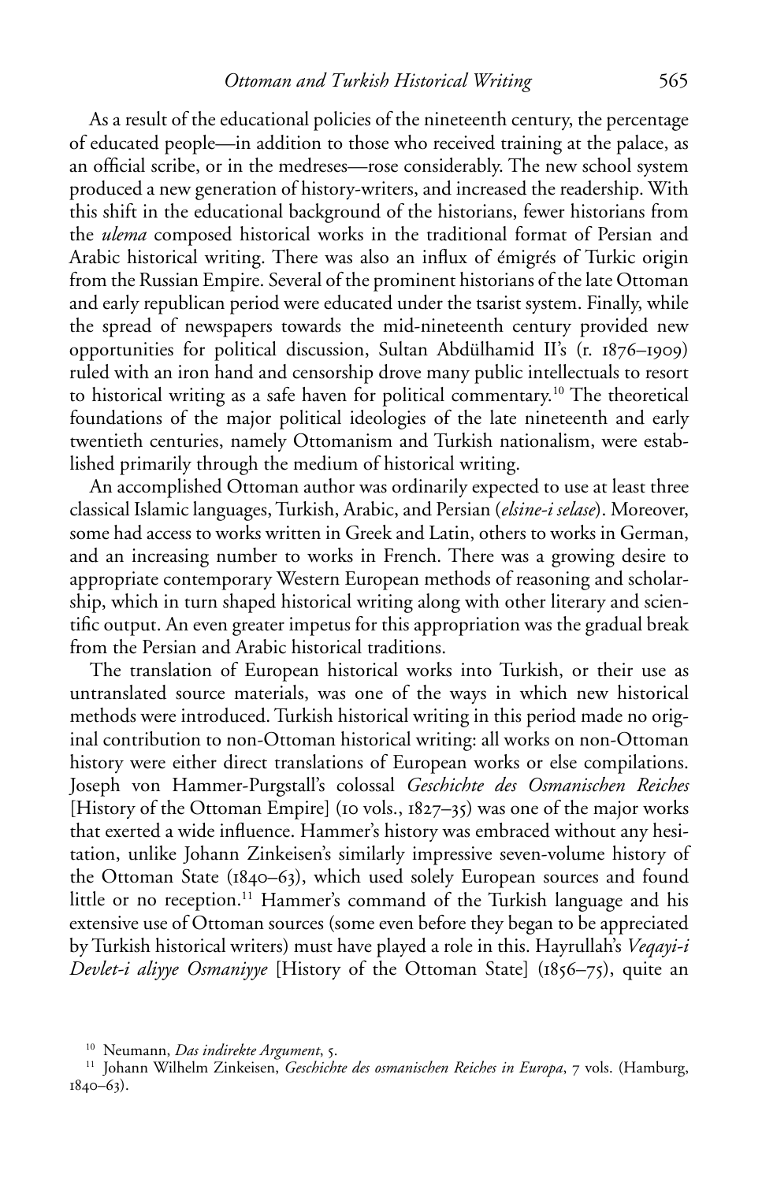As a result of the educational policies of the nineteenth century, the percentage of educated people—in addition to those who received training at the palace, as an official scribe, or in the medreses—rose considerably. The new school system produced a new generation of history-writers, and increased the readership. With this shift in the educational background of the historians, fewer historians from the *ulema* composed historical works in the traditional format of Persian and Arabic historical writing. There was also an influx of émigrés of Turkic origin from the Russian Empire. Several of the prominent historians of the late Ottoman and early republican period were educated under the tsarist system. Finally, while the spread of newspapers towards the mid-nineteenth century provided new opportunities for political discussion, Sultan Abdülhamid II's (r. 1876–1909) ruled with an iron hand and censorship drove many public intellectuals to resort to historical writing as a safe haven for political commentary.[10] The theoretical foundations of the major political ideologies of the late nineteenth and early twentieth centuries, namely Ottomanism and Turkish nationalism, were established primarily through the medium of historical writing.

An accomplished Ottoman author was ordinarily expected to use at least three classical Islamic languages, Turkish, Arabic, and Persian (*elsine-i selase*). Moreover, some had access to works written in Greek and Latin, others to works in German, and an increasing number to works in French. There was a growing desire to appropriate contemporary Western European methods of reasoning and scholarship, which in turn shaped historical writing along with other literary and scientific output. An even greater impetus for this appropriation was the gradual break from the Persian and Arabic historical traditions.

The translation of European historical works into Turkish, or their use as untranslated source materials, was one of the ways in which new historical methods were introduced. Turkish historical writing in this period made no original contribution to non-Ottoman historical writing: all works on non-Ottoman history were either direct translations of European works or else compilations. Joseph von Hammer-Purgstall's colossal *Geschichte des Osmanischen Reiches* [History of the Ottoman Empire] (10 vols., 1827–35) was one of the major works that exerted a wide influence. Hammer's history was embraced without any hesitation, unlike Johann Zinkeisen's similarly impressive seven-volume history of the Ottoman State (1840–63), which used solely European sources and found little or no reception.[11] Hammer's command of the Turkish language and his extensive use of Ottoman sources (some even before they began to be appreciated by Turkish historical writers) must have played a role in this. Hayrullah's *Veqayi-i Devlet-i aliyye Osmaniyye* [History of the Ottoman State] (1856–75), quite an

[10] Neumann, *Das indirekte Argument*, 5.

[11] Johann Wilhelm Zinkeisen, *Geschichte des osmanischen Reiches in Europa*, 7 vols. (Hamburg, 1840–63).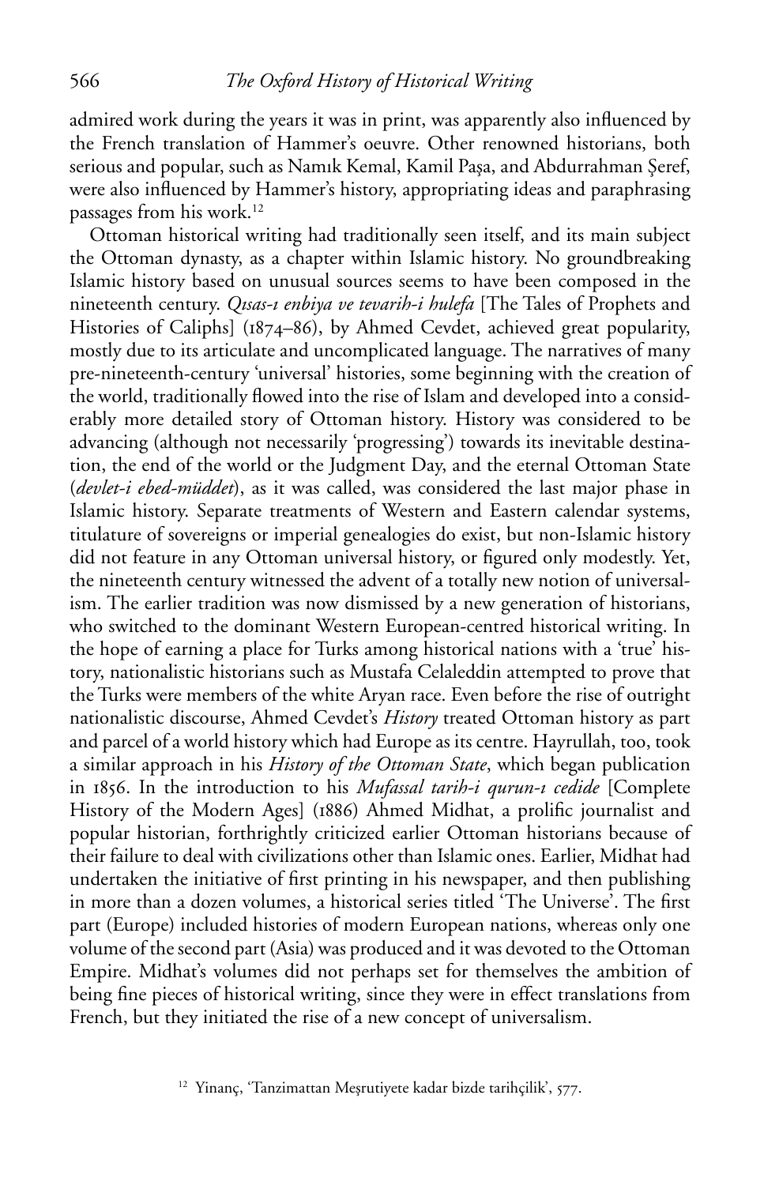admired work during the years it was in print, was apparently also influenced by the French translation of Hammer's oeuvre. Other renowned historians, both serious and popular, such as Namık Kemal, Kamil Paşa, and Abdurrahman Şeref, were also influenced by Hammer's history, appropriating ideas and paraphrasing passages from his work.[12]

Ottoman historical writing had traditionally seen itself, and its main subject the Ottoman dynasty, as a chapter within Islamic history. No groundbreaking Islamic history based on unusual sources seems to have been composed in the nineteenth century. *Qısas-ı enbiya ve tevarih-i hulefa* [The Tales of Prophets and Histories of Caliphs] (1874–86), by Ahmed Cevdet, achieved great popularity, mostly due to its articulate and uncomplicated language. The narratives of many pre-nineteenth-century 'universal' histories, some beginning with the creation of the world, traditionally flowed into the rise of Islam and developed into a considerably more detailed story of Ottoman history. History was considered to be advancing (although not necessarily 'progressing') towards its inevitable destination, the end of the world or the Judgment Day, and the eternal Ottoman State (*devlet-i ebed-müddet*), as it was called, was considered the last major phase in Islamic history. Separate treatments of Western and Eastern calendar systems, titulature of sovereigns or imperial genealogies do exist, but non-Islamic history did not feature in any Ottoman universal history, or figured only modestly. Yet, the nineteenth century witnessed the advent of a totally new notion of universalism. The earlier tradition was now dismissed by a new generation of historians, who switched to the dominant Western European-centred historical writing. In the hope of earning a place for Turks among historical nations with a 'true' history, nationalistic historians such as Mustafa Celaleddin attempted to prove that the Turks were members of the white Aryan race. Even before the rise of outright nationalistic discourse, Ahmed Cevdet's *History* treated Ottoman history as part and parcel of a world history which had Europe as its centre. Hayrullah, too, took a similar approach in his *History of the Ottoman State*, which began publication in 1856. In the introduction to his *Mufassal tarih-i qurun-ı cedide* [Complete History of the Modern Ages] (1886) Ahmed Midhat, a prolific journalist and popular historian, forthrightly criticized earlier Ottoman historians because of their failure to deal with civilizations other than Islamic ones. Earlier, Midhat had undertaken the initiative of first printing in his newspaper, and then publishing in more than a dozen volumes, a historical series titled 'The Universe'. The first part (Europe) included histories of modern European nations, whereas only one volume of the second part (Asia) was produced and it was devoted to the Ottoman Empire. Midhat's volumes did not perhaps set for themselves the ambition of being fine pieces of historical writing, since they were in effect translations from French, but they initiated the rise of a new concept of universalism.

[12] Yinanç, 'Tanzimattan Meşrutiyete kadar bizde tarihçilik', 577.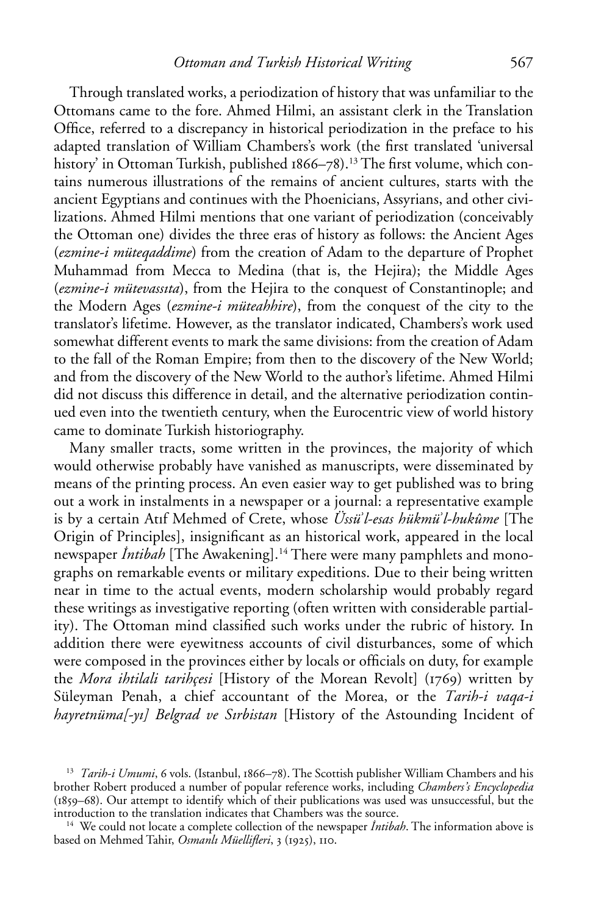Through translated works, a periodization of history that was unfamiliar to the Ottomans came to the fore. Ahmed Hilmi, an assistant clerk in the Translation Office, referred to a discrepancy in historical periodization in the preface to his adapted translation of William Chambers's work (the first translated 'universal history' in Ottoman Turkish, published 1866–78).[13] The first volume, which contains numerous illustrations of the remains of ancient cultures, starts with the ancient Egyptians and continues with the Phoenicians, Assyrians, and other civilizations. Ahmed Hilmi mentions that one variant of periodization (conceivably the Ottoman one) divides the three eras of history as follows: the Ancient Ages (*ezmine-i müteqaddime*) from the creation of Adam to the departure of Prophet Muhammad from Mecca to Medina (that is, the Hejira); the Middle Ages (*ezmine-i mütevassıta*), from the Hejira to the conquest of Constantinople; and the Modern Ages (*ezmine-i müteahhire*), from the conquest of the city to the translator's lifetime. However, as the translator indicated, Chambers's work used somewhat different events to mark the same divisions: from the creation of Adam to the fall of the Roman Empire; from then to the discovery of the New World; and from the discovery of the New World to the author's lifetime. Ahmed Hilmi did not discuss this difference in detail, and the alternative periodization continued even into the twentieth century, when the Eurocentric view of world history came to dominate Turkish historiography.

Many smaller tracts, some written in the provinces, the majority of which would otherwise probably have vanished as manuscripts, were disseminated by means of the printing process. An even easier way to get published was to bring out a work in instalments in a newspaper or a journal: a representative example is by a certain Atıf Mehmed of Crete, whose *Üssü'l-esas hükmü'l-hukûme* [The Origin of Principles], insignificant as an historical work, appeared in the local newspaper *İntibah* [The Awakening].[14] There were many pamphlets and monographs on remarkable events or military expeditions. Due to their being written near in time to the actual events, modern scholarship would probably regard these writings as investigative reporting (often written with considerable partiality). The Ottoman mind classified such works under the rubric of history. In addition there were eyewitness accounts of civil disturbances, some of which were composed in the provinces either by locals or officials on duty, for example the *Mora ihtilali tarihçesi* [History of the Morean Revolt] (1769) written by Süleyman Penah, a chief accountant of the Morea, or the *Tarih-i vaqa-i hayretnüma[-yı] Belgrad ve Sırbistan* [History of the Astounding Incident of

---

[13] *Tarih-i Umumi*, 6 vols. (Istanbul, 1866–78). The Scottish publisher William Chambers and his brother Robert produced a number of popular reference works, including *Chambers's Encyclopedia* (1859–68). Our attempt to identify which of their publications was used was unsuccessful, but the introduction to the translation indicates that Chambers was the source.

[14] We could not locate a complete collection of the newspaper *İntibah*. The information above is based on Mehmed Tahir, *Osmanlı Müellifleri*, 3 (1925), 110.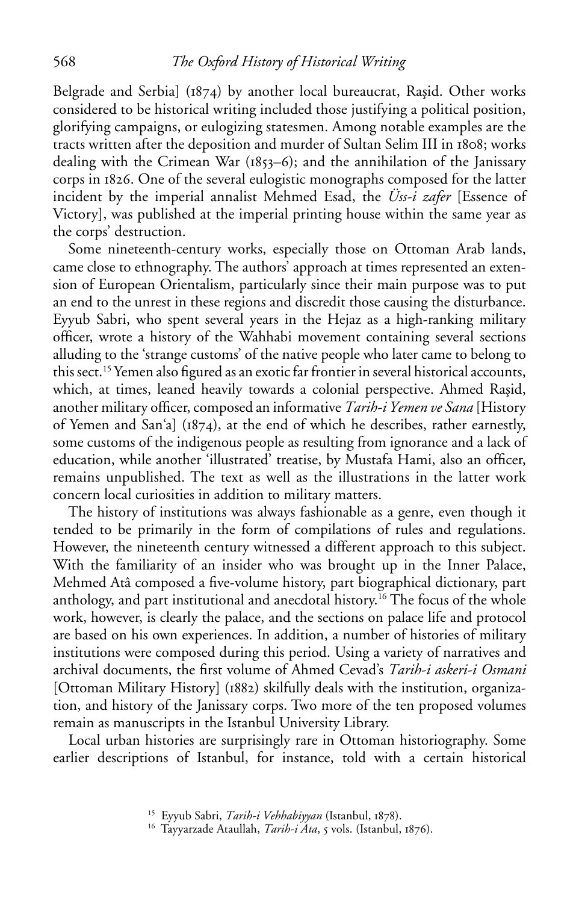Belgrade and Serbia] (1874) by another local bureaucrat, Raşid. Other works considered to be historical writing included those justifying a political position, glorifying campaigns, or eulogizing statesmen. Among notable examples are the tracts written after the deposition and murder of Sultan Selim III in 1808; works dealing with the Crimean War (1853–6); and the annihilation of the Janissary corps in 1826. One of the several eulogistic monographs composed for the latter incident by the imperial annalist Mehmed Esad, the *Üss-i zafer* [Essence of Victory], was published at the imperial printing house within the same year as the corps' destruction.

Some nineteenth-century works, especially those on Ottoman Arab lands, came close to ethnography. The authors' approach at times represented an extension of European Orientalism, particularly since their main purpose was to put an end to the unrest in these regions and discredit those causing the disturbance. Eyyub Sabri, who spent several years in the Hejaz as a high-ranking military officer, wrote a history of the Wahhabi movement containing several sections alluding to the 'strange customs' of the native people who later came to belong to this sect.[15] Yemen also figured as an exotic far frontier in several historical accounts, which, at times, leaned heavily towards a colonial perspective. Ahmed Raşid, another military officer, composed an informative *Tarih-i Yemen ve Sana* [History of Yemen and San'a] (1874), at the end of which he describes, rather earnestly, some customs of the indigenous people as resulting from ignorance and a lack of education, while another 'illustrated' treatise, by Mustafa Hami, also an officer, remains unpublished. The text as well as the illustrations in the latter work concern local curiosities in addition to military matters.

The history of institutions was always fashionable as a genre, even though it tended to be primarily in the form of compilations of rules and regulations. However, the nineteenth century witnessed a different approach to this subject. With the familiarity of an insider who was brought up in the Inner Palace, Mehmed Atâ composed a five-volume history, part biographical dictionary, part anthology, and part institutional and anecdotal history.[16] The focus of the whole work, however, is clearly the palace, and the sections on palace life and protocol are based on his own experiences. In addition, a number of histories of military institutions were composed during this period. Using a variety of narratives and archival documents, the first volume of Ahmed Cevad's *Tarih-i askeri-i Osmani* [Ottoman Military History] (1882) skilfully deals with the institution, organization, and history of the Janissary corps. Two more of the ten proposed volumes remain as manuscripts in the Istanbul University Library.

Local urban histories are surprisingly rare in Ottoman historiography. Some earlier descriptions of Istanbul, for instance, told with a certain historical

[15] Eyyub Sabri, *Tarih-i Vehhabiyyan* (Istanbul, 1878).

[16] Tayyarzade Ataullah, *Tarih-i Ata*, 5 vols. (Istanbul, 1876).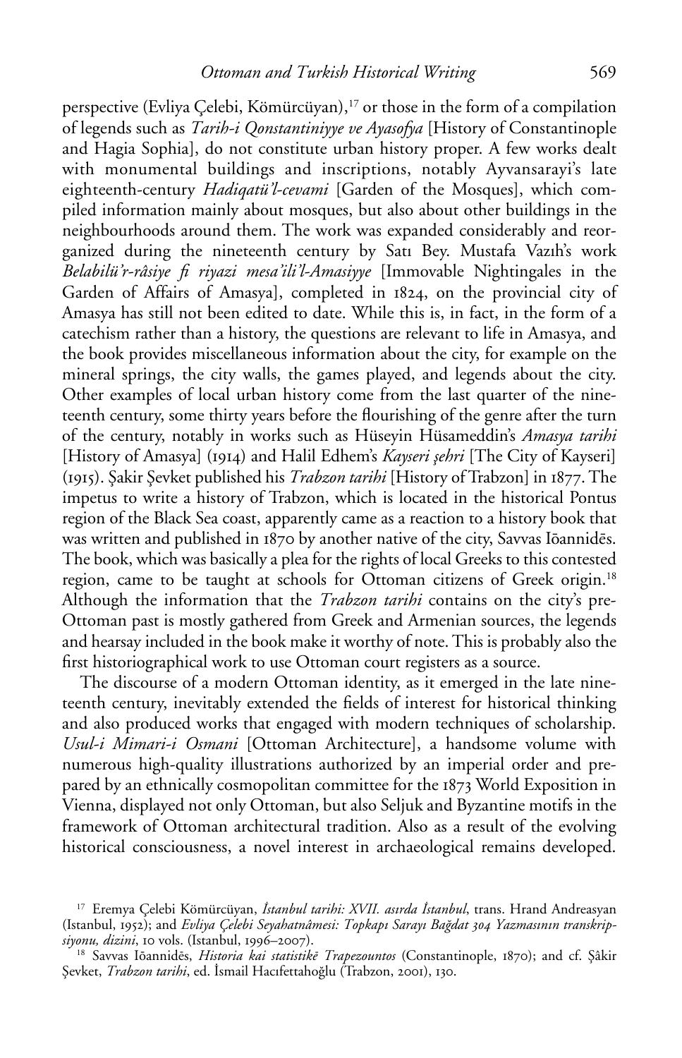perspective (Evliya Çelebi, Kömürcüyan),[17] or those in the form of a compilation of legends such as *Tarih-i Qonstantiniyye ve Ayasofya* [History of Constantinople and Hagia Sophia], do not constitute urban history proper. A few works dealt with monumental buildings and inscriptions, notably Ayvansarayi's late eighteenth-century *Hadiqatü'l-cevami* [Garden of the Mosques], which compiled information mainly about mosques, but also about other buildings in the neighbourhoods around them. The work was expanded considerably and reorganized during the nineteenth century by Satı Bey. Mustafa Vazıh's work *Belabilü'r-râsiye fi riyazi mesa'ili'l-Amasiyye* [Immovable Nightingales in the Garden of Affairs of Amasya], completed in 1824, on the provincial city of Amasya has still not been edited to date. While this is, in fact, in the form of a catechism rather than a history, the questions are relevant to life in Amasya, and the book provides miscellaneous information about the city, for example on the mineral springs, the city walls, the games played, and legends about the city. Other examples of local urban history come from the last quarter of the nineteenth century, some thirty years before the flourishing of the genre after the turn of the century, notably in works such as Hüseyin Hüsameddin's *Amasya tarihi* [History of Amasya] (1914) and Halil Edhem's *Kayseri şehri* [The City of Kayseri] (1915). Şakir Şevket published his *Trabzon tarihi* [History of Trabzon] in 1877. The impetus to write a history of Trabzon, which is located in the historical Pontus region of the Black Sea coast, apparently came as a reaction to a history book that was written and published in 1870 by another native of the city, Savvas Iōannidēs. The book, which was basically a plea for the rights of local Greeks to this contested region, came to be taught at schools for Ottoman citizens of Greek origin.[18] Although the information that the *Trabzon tarihi* contains on the city's pre-Ottoman past is mostly gathered from Greek and Armenian sources, the legends and hearsay included in the book make it worthy of note. This is probably also the first historiographical work to use Ottoman court registers as a source.

The discourse of a modern Ottoman identity, as it emerged in the late nineteenth century, inevitably extended the fields of interest for historical thinking and also produced works that engaged with modern techniques of scholarship. *Usul-i Mimari-i Osmani* [Ottoman Architecture], a handsome volume with numerous high-quality illustrations authorized by an imperial order and prepared by an ethnically cosmopolitan committee for the 1873 World Exposition in Vienna, displayed not only Ottoman, but also Seljuk and Byzantine motifs in the framework of Ottoman architectural tradition. Also as a result of the evolving historical consciousness, a novel interest in archaeological remains developed.

[17] Eremya Çelebi Kömürcüyan, *İstanbul tarihi: XVII. asırda İstanbul*, trans. Hrand Andreasyan (Istanbul, 1952); and *Evliya Çelebi Seyahatnâmesi: Topkapı Sarayı Bağdat 304 Yazmasının transkripsiyonu, dizini*, 10 vols. (Istanbul, 1996–2007).

[18] Savvas Iōannidēs, *Historia kai statistikē Trapezountos* (Constantinople, 1870); and cf. Şâkir Şevket, *Trabzon tarihi*, ed. İsmail Hacıfettahoğlu (Trabzon, 2001), 130.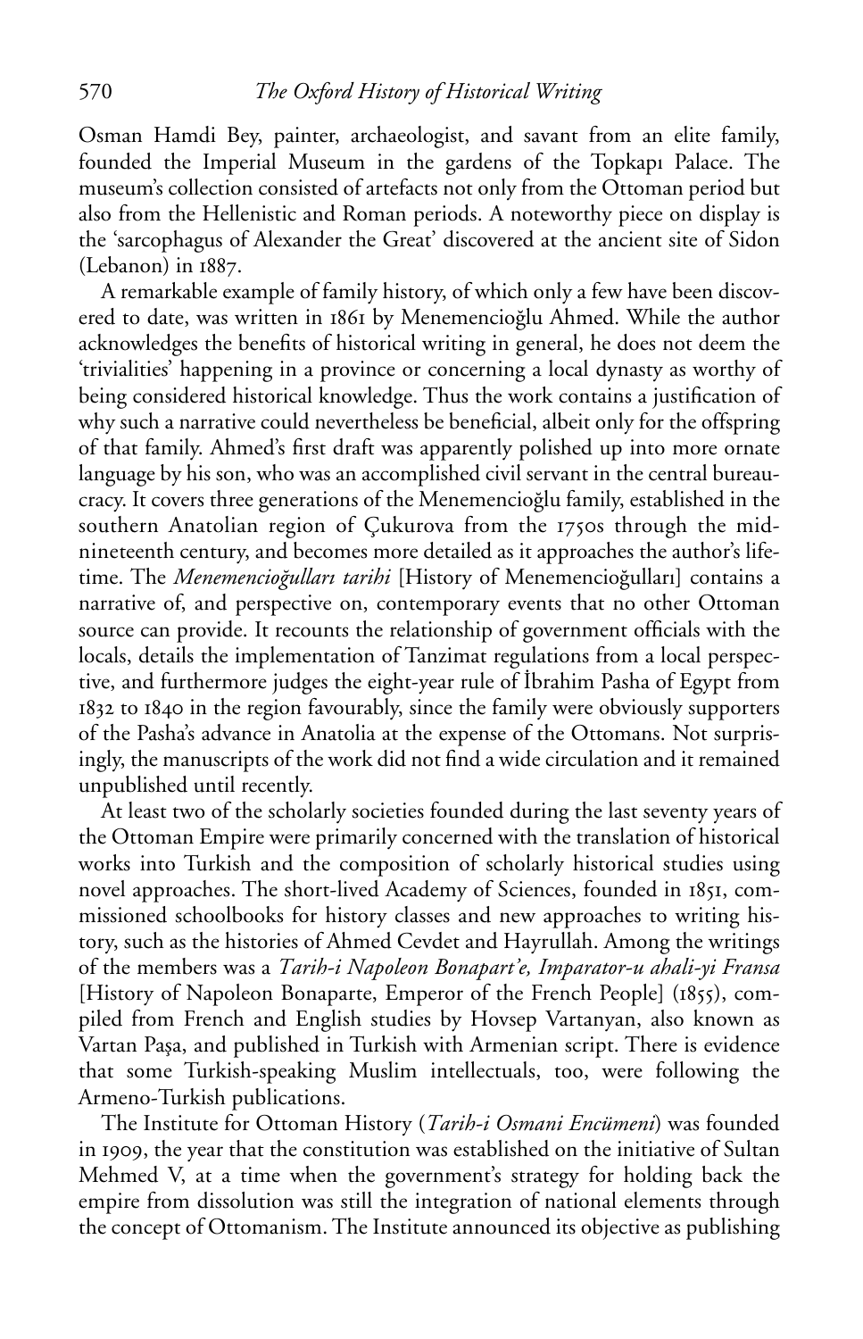Osman Hamdi Bey, painter, archaeologist, and savant from an elite family, founded the Imperial Museum in the gardens of the Topkapı Palace. The museum's collection consisted of artefacts not only from the Ottoman period but also from the Hellenistic and Roman periods. A noteworthy piece on display is the 'sarcophagus of Alexander the Great' discovered at the ancient site of Sidon (Lebanon) in 1887.

A remarkable example of family history, of which only a few have been discovered to date, was written in 1861 by Menemencioğlu Ahmed. While the author acknowledges the benefits of historical writing in general, he does not deem the 'trivialities' happening in a province or concerning a local dynasty as worthy of being considered historical knowledge. Thus the work contains a justification of why such a narrative could nevertheless be beneficial, albeit only for the offspring of that family. Ahmed's first draft was apparently polished up into more ornate language by his son, who was an accomplished civil servant in the central bureaucracy. It covers three generations of the Menemencioğlu family, established in the southern Anatolian region of Çukurova from the 1750s through the mid-nineteenth century, and becomes more detailed as it approaches the author's lifetime. The *Menemencioğulları tarihi* [History of Menemencioğulları] contains a narrative of, and perspective on, contemporary events that no other Ottoman source can provide. It recounts the relationship of government officials with the locals, details the implementation of Tanzimat regulations from a local perspective, and furthermore judges the eight-year rule of İbrahim Pasha of Egypt from 1832 to 1840 in the region favourably, since the family were obviously supporters of the Pasha's advance in Anatolia at the expense of the Ottomans. Not surprisingly, the manuscripts of the work did not find a wide circulation and it remained unpublished until recently.

At least two of the scholarly societies founded during the last seventy years of the Ottoman Empire were primarily concerned with the translation of historical works into Turkish and the composition of scholarly historical studies using novel approaches. The short-lived Academy of Sciences, founded in 1851, commissioned schoolbooks for history classes and new approaches to writing history, such as the histories of Ahmed Cevdet and Hayrullah. Among the writings of the members was a *Tarih-i Napoleon Bonapart'e, Imparator-u ahali-yi Fransa* [History of Napoleon Bonaparte, Emperor of the French People] (1855), compiled from French and English studies by Hovsep Vartanyan, also known as Vartan Paşa, and published in Turkish with Armenian script. There is evidence that some Turkish-speaking Muslim intellectuals, too, were following the Armeno-Turkish publications.

The Institute for Ottoman History (*Tarih-i Osmani Encümeni*) was founded in 1909, the year that the constitution was established on the initiative of Sultan Mehmed V, at a time when the government's strategy for holding back the empire from dissolution was still the integration of national elements through the concept of Ottomanism. The Institute announced its objective as publishing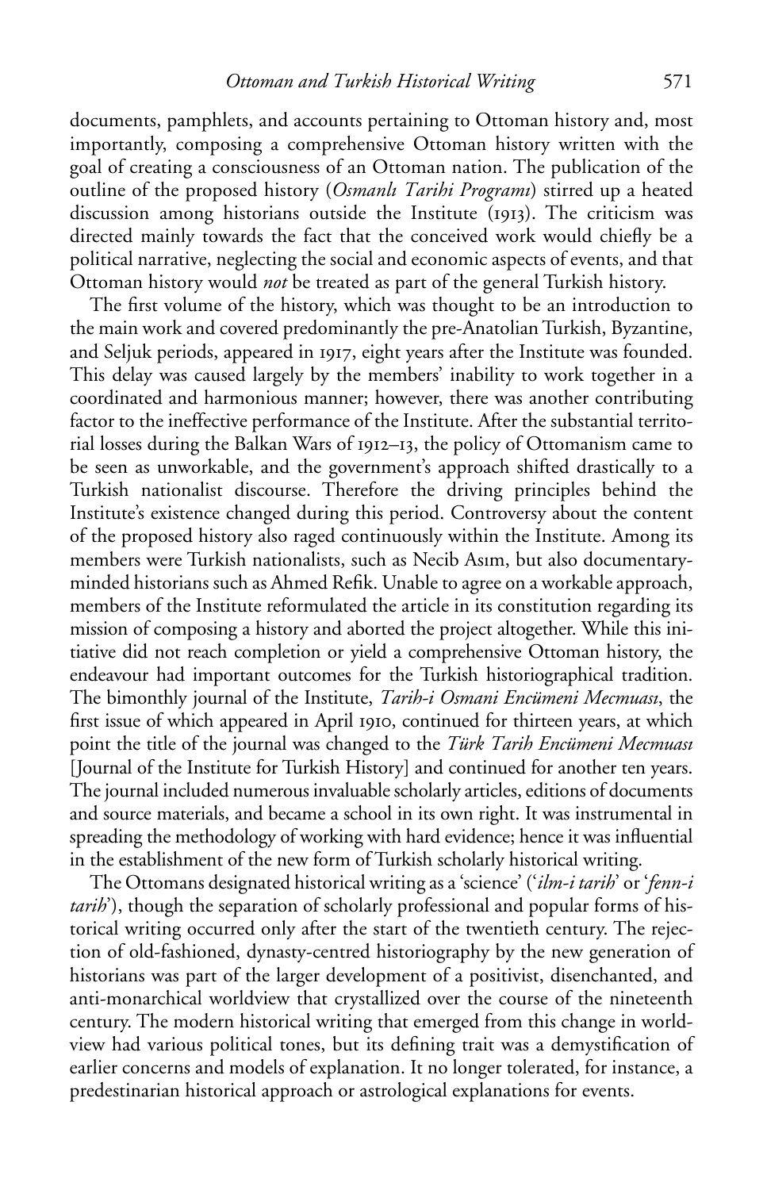documents, pamphlets, and accounts pertaining to Ottoman history and, most importantly, composing a comprehensive Ottoman history written with the goal of creating a consciousness of an Ottoman nation. The publication of the outline of the proposed history (*Osmanlı Tarihi Programı*) stirred up a heated discussion among historians outside the Institute (1913). The criticism was directed mainly towards the fact that the conceived work would chiefly be a political narrative, neglecting the social and economic aspects of events, and that Ottoman history would *not* be treated as part of the general Turkish history.

The first volume of the history, which was thought to be an introduction to the main work and covered predominantly the pre-Anatolian Turkish, Byzantine, and Seljuk periods, appeared in 1917, eight years after the Institute was founded. This delay was caused largely by the members' inability to work together in a coordinated and harmonious manner; however, there was another contributing factor to the ineffective performance of the Institute. After the substantial territorial losses during the Balkan Wars of 1912–13, the policy of Ottomanism came to be seen as unworkable, and the government's approach shifted drastically to a Turkish nationalist discourse. Therefore the driving principles behind the Institute's existence changed during this period. Controversy about the content of the proposed history also raged continuously within the Institute. Among its members were Turkish nationalists, such as Necib Asım, but also documentary-minded historians such as Ahmed Refik. Unable to agree on a workable approach, members of the Institute reformulated the article in its constitution regarding its mission of composing a history and aborted the project altogether. While this initiative did not reach completion or yield a comprehensive Ottoman history, the endeavour had important outcomes for the Turkish historiographical tradition. The bimonthly journal of the Institute, *Tarih-i Osmani Encümeni Mecmuası*, the first issue of which appeared in April 1910, continued for thirteen years, at which point the title of the journal was changed to the *Türk Tarih Encümeni Mecmuası* [Journal of the Institute for Turkish History] and continued for another ten years. The journal included numerous invaluable scholarly articles, editions of documents and source materials, and became a school in its own right. It was instrumental in spreading the methodology of working with hard evidence; hence it was influential in the establishment of the new form of Turkish scholarly historical writing.

The Ottomans designated historical writing as a 'science' ('*ilm-i tarih*' or '*fenn-i tarih*'), though the separation of scholarly professional and popular forms of historical writing occurred only after the start of the twentieth century. The rejection of old-fashioned, dynasty-centred historiography by the new generation of historians was part of the larger development of a positivist, disenchanted, and anti-monarchical worldview that crystallized over the course of the nineteenth century. The modern historical writing that emerged from this change in worldview had various political tones, but its defining trait was a demystification of earlier concerns and models of explanation. It no longer tolerated, for instance, a predestinarian historical approach or astrological explanations for events.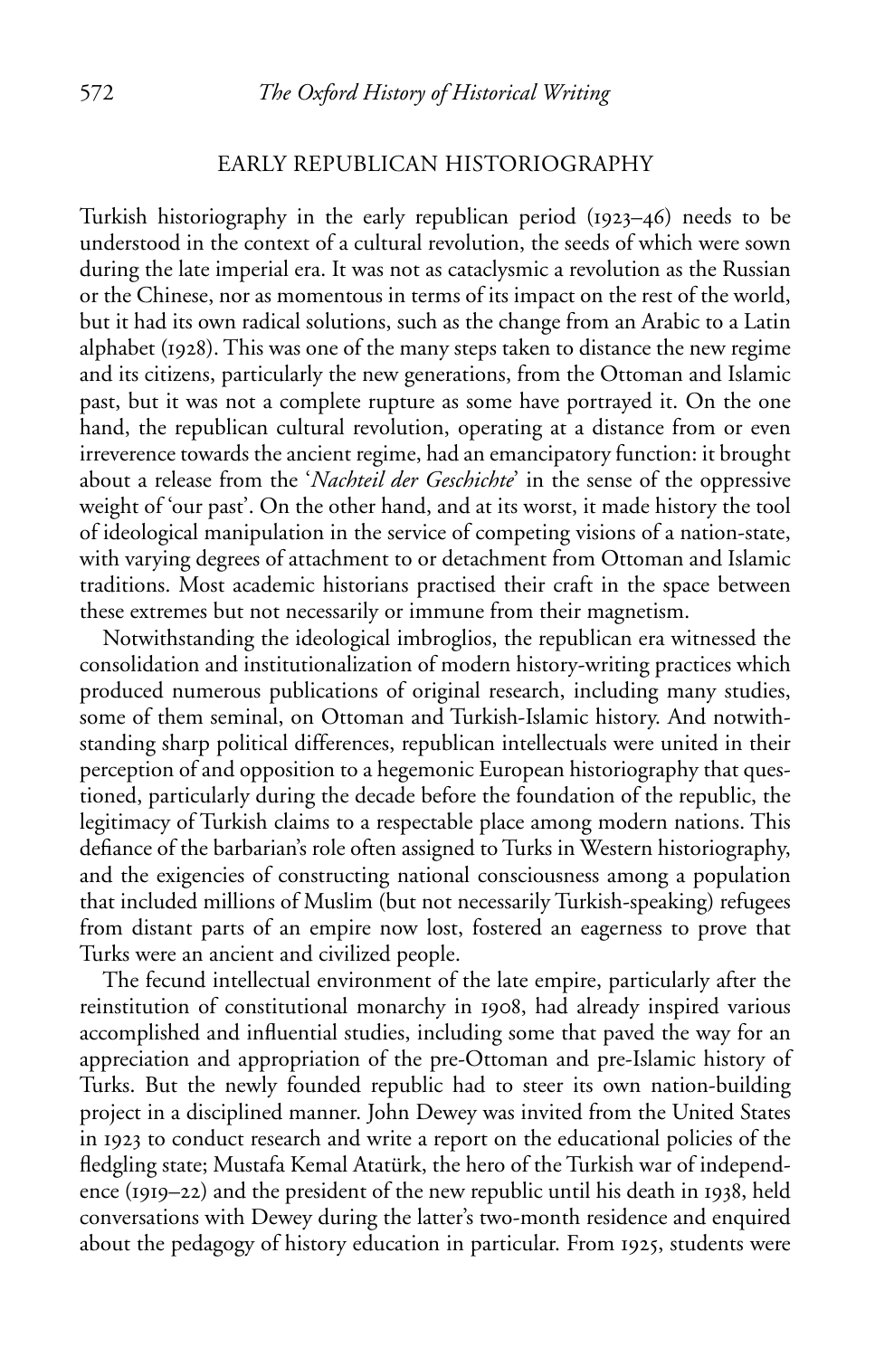## EARLY REPUBLICAN HISTORIOGRAPHY

Turkish historiography in the early republican period (1923–46) needs to be understood in the context of a cultural revolution, the seeds of which were sown during the late imperial era. It was not as cataclysmic a revolution as the Russian or the Chinese, nor as momentous in terms of its impact on the rest of the world, but it had its own radical solutions, such as the change from an Arabic to a Latin alphabet (1928). This was one of the many steps taken to distance the new regime and its citizens, particularly the new generations, from the Ottoman and Islamic past, but it was not a complete rupture as some have portrayed it. On the one hand, the republican cultural revolution, operating at a distance from or even irreverence towards the ancient regime, had an emancipatory function: it brought about a release from the '*Nachteil der Geschichte*' in the sense of the oppressive weight of 'our past'. On the other hand, and at its worst, it made history the tool of ideological manipulation in the service of competing visions of a nation-state, with varying degrees of attachment to or detachment from Ottoman and Islamic traditions. Most academic historians practised their craft in the space between these extremes but not necessarily or immune from their magnetism.

Notwithstanding the ideological imbroglios, the republican era witnessed the consolidation and institutionalization of modern history-writing practices which produced numerous publications of original research, including many studies, some of them seminal, on Ottoman and Turkish-Islamic history. And notwithstanding sharp political differences, republican intellectuals were united in their perception of and opposition to a hegemonic European historiography that questioned, particularly during the decade before the foundation of the republic, the legitimacy of Turkish claims to a respectable place among modern nations. This defiance of the barbarian's role often assigned to Turks in Western historiography, and the exigencies of constructing national consciousness among a population that included millions of Muslim (but not necessarily Turkish-speaking) refugees from distant parts of an empire now lost, fostered an eagerness to prove that Turks were an ancient and civilized people.

The fecund intellectual environment of the late empire, particularly after the reinstitution of constitutional monarchy in 1908, had already inspired various accomplished and influential studies, including some that paved the way for an appreciation and appropriation of the pre-Ottoman and pre-Islamic history of Turks. But the newly founded republic had to steer its own nation-building project in a disciplined manner. John Dewey was invited from the United States in 1923 to conduct research and write a report on the educational policies of the fledgling state; Mustafa Kemal Atatürk, the hero of the Turkish war of independence (1919–22) and the president of the new republic until his death in 1938, held conversations with Dewey during the latter's two-month residence and enquired about the pedagogy of history education in particular. From 1925, students were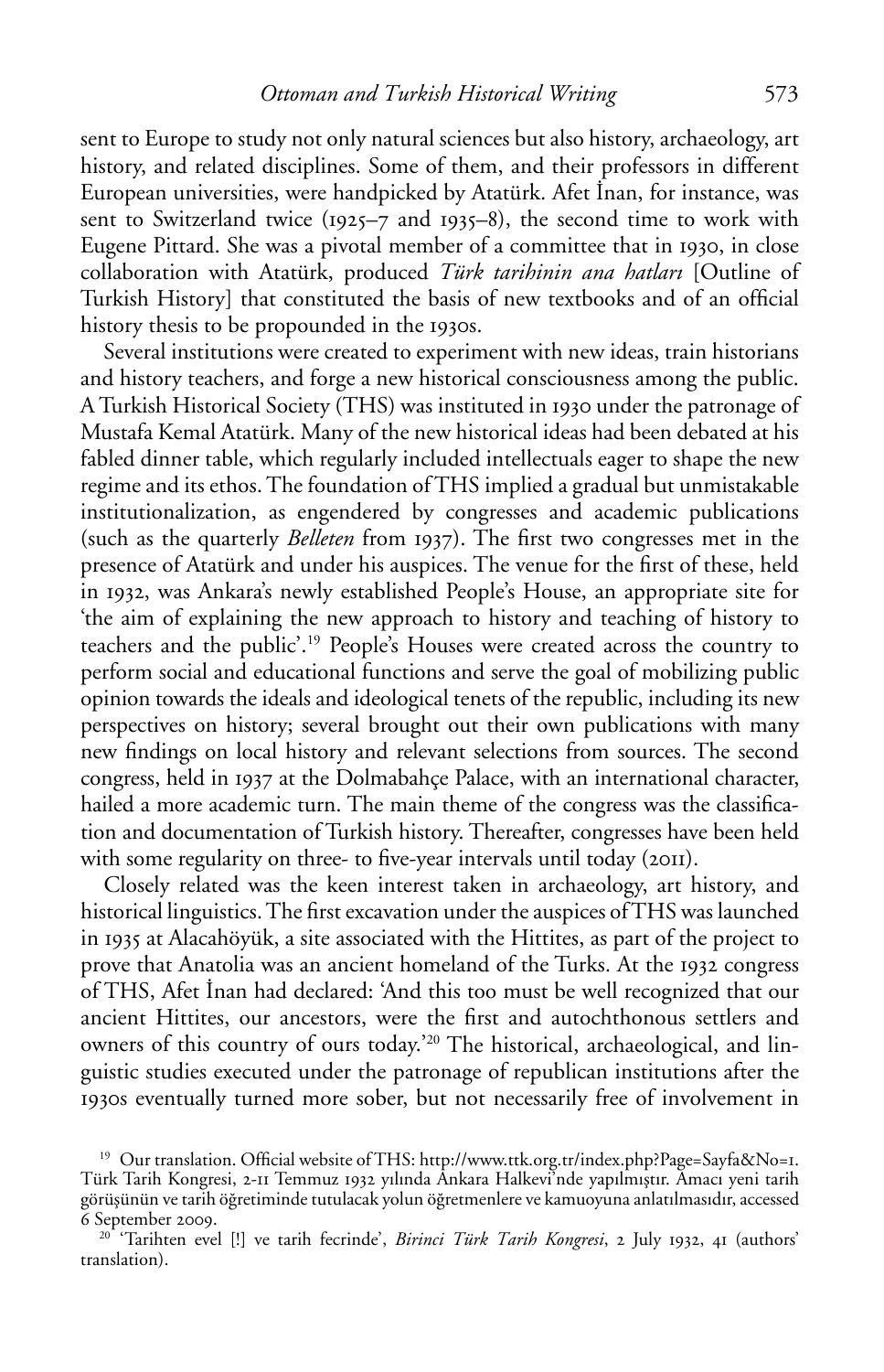sent to Europe to study not only natural sciences but also history, archaeology, art history, and related disciplines. Some of them, and their professors in different European universities, were handpicked by Atatürk. Afet İnan, for instance, was sent to Switzerland twice (1925–7 and 1935–8), the second time to work with Eugene Pittard. She was a pivotal member of a committee that in 1930, in close collaboration with Atatürk, produced *Türk tarihinin ana hatları* [Outline of Turkish History] that constituted the basis of new textbooks and of an official history thesis to be propounded in the 1930s.

Several institutions were created to experiment with new ideas, train historians and history teachers, and forge a new historical consciousness among the public. A Turkish Historical Society (THS) was instituted in 1930 under the patronage of Mustafa Kemal Atatürk. Many of the new historical ideas had been debated at his fabled dinner table, which regularly included intellectuals eager to shape the new regime and its ethos. The foundation of THS implied a gradual but unmistakable institutionalization, as engendered by congresses and academic publications (such as the quarterly *Belleten* from 1937). The first two congresses met in the presence of Atatürk and under his auspices. The venue for the first of these, held in 1932, was Ankara's newly established People's House, an appropriate site for 'the aim of explaining the new approach to history and teaching of history to teachers and the public'.[19] People's Houses were created across the country to perform social and educational functions and serve the goal of mobilizing public opinion towards the ideals and ideological tenets of the republic, including its new perspectives on history; several brought out their own publications with many new findings on local history and relevant selections from sources. The second congress, held in 1937 at the Dolmabahçe Palace, with an international character, hailed a more academic turn. The main theme of the congress was the classification and documentation of Turkish history. Thereafter, congresses have been held with some regularity on three- to five-year intervals until today (2011).

Closely related was the keen interest taken in archaeology, art history, and historical linguistics. The first excavation under the auspices of THS was launched in 1935 at Alacahöyük, a site associated with the Hittites, as part of the project to prove that Anatolia was an ancient homeland of the Turks. At the 1932 congress of THS, Afet İnan had declared: 'And this too must be well recognized that our ancient Hittites, our ancestors, were the first and autochthonous settlers and owners of this country of ours today.'[20] The historical, archaeological, and linguistic studies executed under the patronage of republican institutions after the 1930s eventually turned more sober, but not necessarily free of involvement in

[19] Our translation. Official website of THS: http://www.ttk.org.tr/index.php?Page=Sayfa&No=1. Türk Tarih Kongresi, 2-11 Temmuz 1932 yılında Ankara Halkevi'nde yapılmıştır. Amacı yeni tarih görüşünün ve tarih öğretiminde tutulacak yolun öğretmenlere ve kamuoyuna anlatılmasıdır, accessed 6 September 2009.

[20] 'Tarihten evel [!] ve tarih fecrinde', *Birinci Türk Tarih Kongresi*, 2 July 1932, 41 (authors' translation).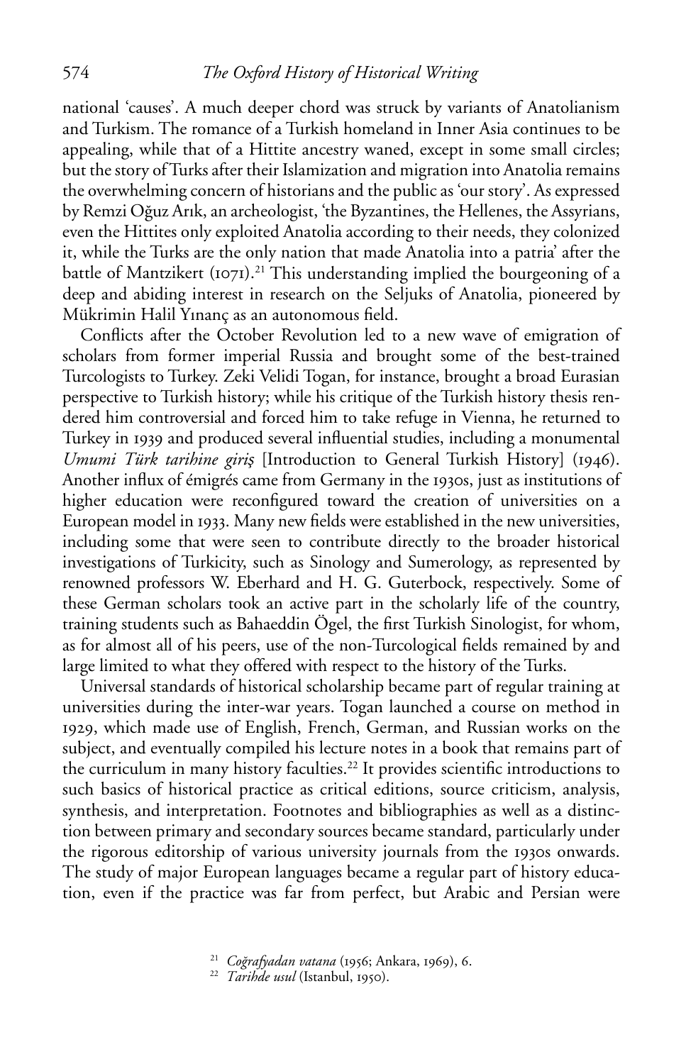national 'causes'. A much deeper chord was struck by variants of Anatolianism and Turkism. The romance of a Turkish homeland in Inner Asia continues to be appealing, while that of a Hittite ancestry waned, except in some small circles; but the story of Turks after their Islamization and migration into Anatolia remains the overwhelming concern of historians and the public as 'our story'. As expressed by Remzi Oğuz Arık, an archeologist, 'the Byzantines, the Hellenes, the Assyrians, even the Hittites only exploited Anatolia according to their needs, they colonized it, while the Turks are the only nation that made Anatolia into a patria' after the battle of Mantzikert (1071).[21] This understanding implied the bourgeoning of a deep and abiding interest in research on the Seljuks of Anatolia, pioneered by Mükrimin Halil Yınanç as an autonomous field.

Conflicts after the October Revolution led to a new wave of emigration of scholars from former imperial Russia and brought some of the best-trained Turcologists to Turkey. Zeki Velidi Togan, for instance, brought a broad Eurasian perspective to Turkish history; while his critique of the Turkish history thesis rendered him controversial and forced him to take refuge in Vienna, he returned to Turkey in 1939 and produced several influential studies, including a monumental *Umumi Türk tarihine giriş* [Introduction to General Turkish History] (1946). Another influx of émigrés came from Germany in the 1930s, just as institutions of higher education were reconfigured toward the creation of universities on a European model in 1933. Many new fields were established in the new universities, including some that were seen to contribute directly to the broader historical investigations of Turkicity, such as Sinology and Sumerology, as represented by renowned professors W. Eberhard and H. G. Guterbock, respectively. Some of these German scholars took an active part in the scholarly life of the country, training students such as Bahaeddin Ögel, the first Turkish Sinologist, for whom, as for almost all of his peers, use of the non-Turcological fields remained by and large limited to what they offered with respect to the history of the Turks.

Universal standards of historical scholarship became part of regular training at universities during the inter-war years. Togan launched a course on method in 1929, which made use of English, French, German, and Russian works on the subject, and eventually compiled his lecture notes in a book that remains part of the curriculum in many history faculties.[22] It provides scientific introductions to such basics of historical practice as critical editions, source criticism, analysis, synthesis, and interpretation. Footnotes and bibliographies as well as a distinction between primary and secondary sources became standard, particularly under the rigorous editorship of various university journals from the 1930s onwards. The study of major European languages became a regular part of history education, even if the practice was far from perfect, but Arabic and Persian were

[21] *Coğrafyadan vatana* (1956; Ankara, 1969), 6.

[22] *Tarihde usul* (Istanbul, 1950).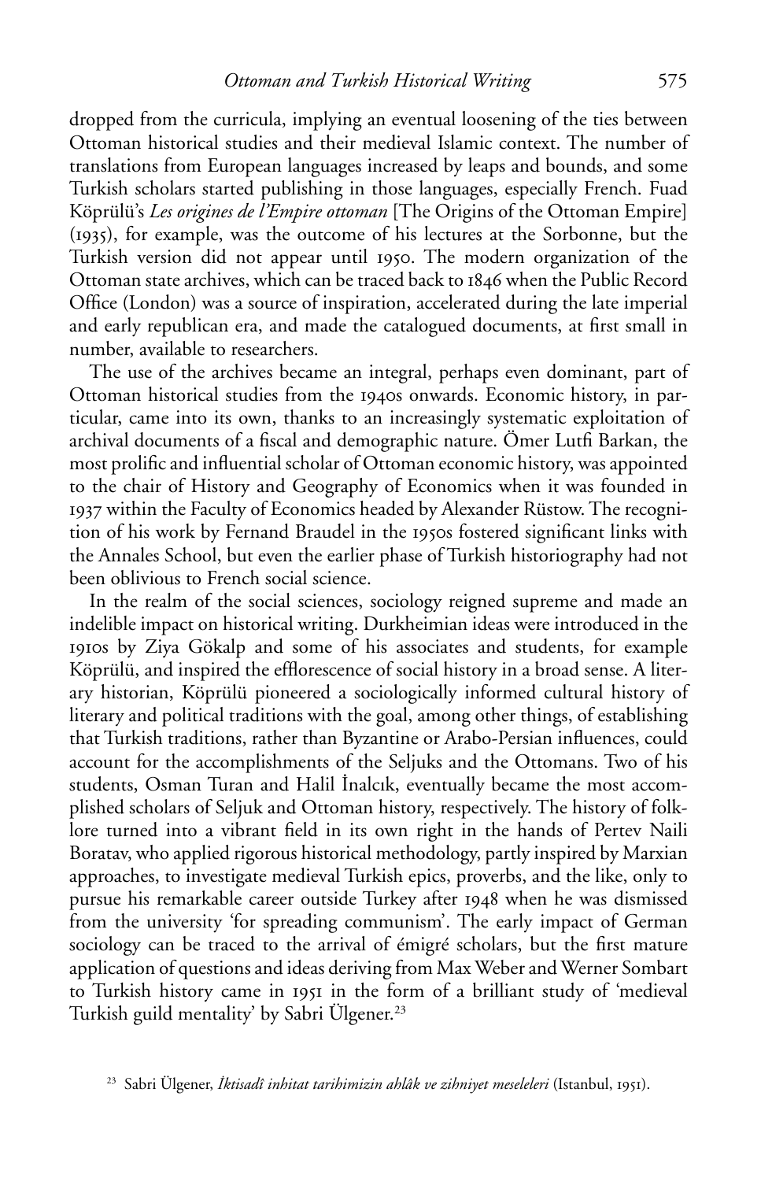dropped from the curricula, implying an eventual loosening of the ties between Ottoman historical studies and their medieval Islamic context. The number of translations from European languages increased by leaps and bounds, and some Turkish scholars started publishing in those languages, especially French. Fuad Köprülü's *Les origines de l'Empire ottoman* [The Origins of the Ottoman Empire] (1935), for example, was the outcome of his lectures at the Sorbonne, but the Turkish version did not appear until 1950. The modern organization of the Ottoman state archives, which can be traced back to 1846 when the Public Record Office (London) was a source of inspiration, accelerated during the late imperial and early republican era, and made the catalogued documents, at first small in number, available to researchers.

The use of the archives became an integral, perhaps even dominant, part of Ottoman historical studies from the 1940s onwards. Economic history, in particular, came into its own, thanks to an increasingly systematic exploitation of archival documents of a fiscal and demographic nature. Ömer Lutfi Barkan, the most prolific and influential scholar of Ottoman economic history, was appointed to the chair of History and Geography of Economics when it was founded in 1937 within the Faculty of Economics headed by Alexander Rüstow. The recognition of his work by Fernand Braudel in the 1950s fostered significant links with the Annales School, but even the earlier phase of Turkish historiography had not been oblivious to French social science.

In the realm of the social sciences, sociology reigned supreme and made an indelible impact on historical writing. Durkheimian ideas were introduced in the 1910s by Ziya Gökalp and some of his associates and students, for example Köprülü, and inspired the efflorescence of social history in a broad sense. A literary historian, Köprülü pioneered a sociologically informed cultural history of literary and political traditions with the goal, among other things, of establishing that Turkish traditions, rather than Byzantine or Arabo-Persian influences, could account for the accomplishments of the Seljuks and the Ottomans. Two of his students, Osman Turan and Halil İnalcık, eventually became the most accomplished scholars of Seljuk and Ottoman history, respectively. The history of folklore turned into a vibrant field in its own right in the hands of Pertev Naili Boratav, who applied rigorous historical methodology, partly inspired by Marxian approaches, to investigate medieval Turkish epics, proverbs, and the like, only to pursue his remarkable career outside Turkey after 1948 when he was dismissed from the university 'for spreading communism'. The early impact of German sociology can be traced to the arrival of émigré scholars, but the first mature application of questions and ideas deriving from Max Weber and Werner Sombart to Turkish history came in 1951 in the form of a brilliant study of 'medieval Turkish guild mentality' by Sabri Ülgener.[23]

[23] Sabri Ülgener, *İktisadî inhitat tarihimizin ahlâk ve zihniyet meseleleri* (Istanbul, 1951).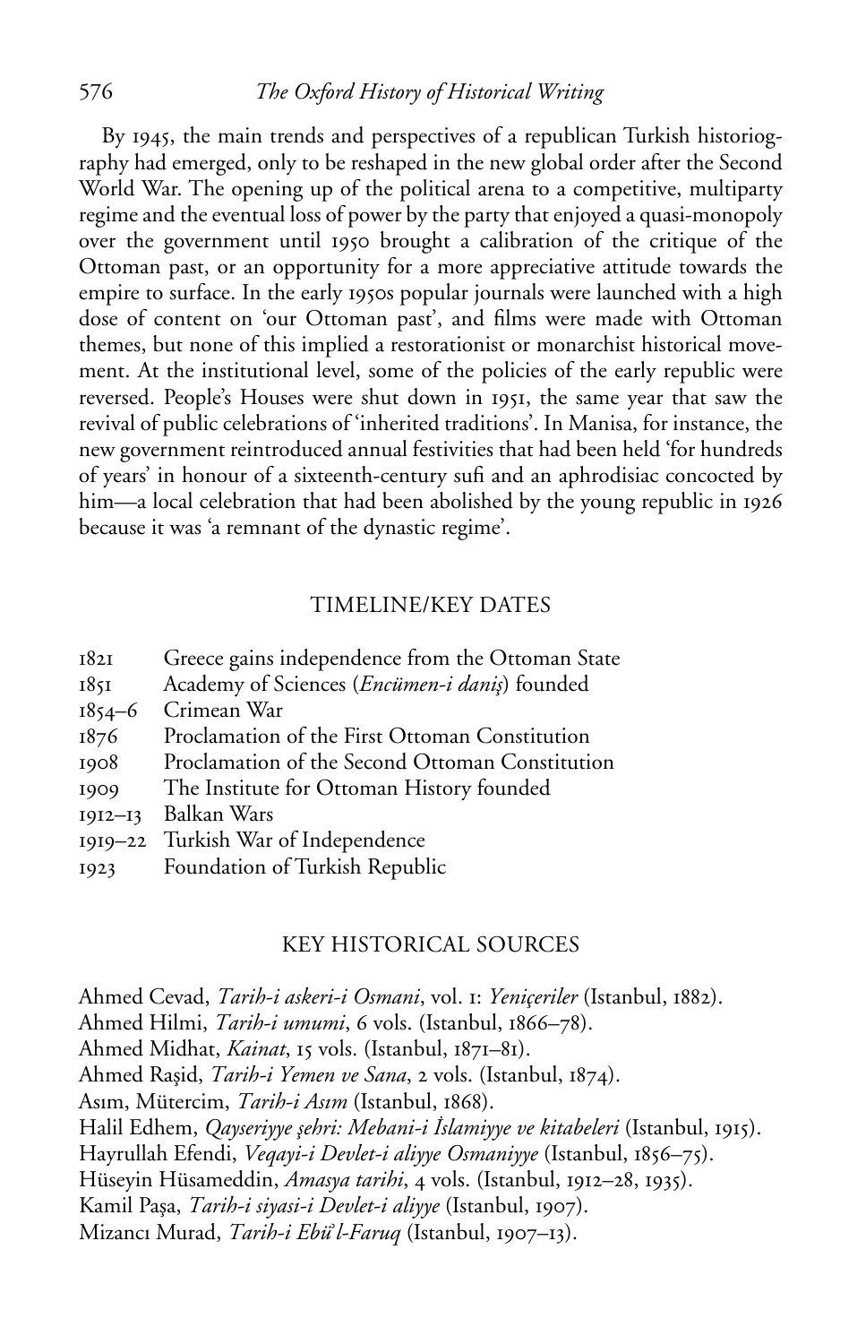By 1945, the main trends and perspectives of a republican Turkish historiography had emerged, only to be reshaped in the new global order after the Second World War. The opening up of the political arena to a competitive, multiparty regime and the eventual loss of power by the party that enjoyed a quasi-monopoly over the government until 1950 brought a calibration of the critique of the Ottoman past, or an opportunity for a more appreciative attitude towards the empire to surface. In the early 1950s popular journals were launched with a high dose of content on 'our Ottoman past', and films were made with Ottoman themes, but none of this implied a restorationist or monarchist historical movement. At the institutional level, some of the policies of the early republic were reversed. People's Houses were shut down in 1951, the same year that saw the revival of public celebrations of 'inherited traditions'. In Manisa, for instance, the new government reintroduced annual festivities that had been held 'for hundreds of years' in honour of a sixteenth-century sufi and an aphrodisiac concocted by him—a local celebration that had been abolished by the young republic in 1926 because it was 'a remnant of the dynastic regime'.

## TIMELINE/KEY DATES

| | |
|---|---|
| 1821 | Greece gains independence from the Ottoman State |
| 1851 | Academy of Sciences (*Encümen-i daniş*) founded |
| 1854–6 | Crimean War |
| 1876 | Proclamation of the First Ottoman Constitution |
| 1908 | Proclamation of the Second Ottoman Constitution |
| 1909 | The Institute for Ottoman History founded |
| 1912–13 | Balkan Wars |
| 1919–22 | Turkish War of Independence |
| 1923 | Foundation of Turkish Republic |

## KEY HISTORICAL SOURCES

Ahmed Cevad, *Tarih-i askeri-i Osmani*, vol. 1: *Yeniçeriler* (Istanbul, 1882).
Ahmed Hilmi, *Tarih-i umumi*, 6 vols. (Istanbul, 1866–78).
Ahmed Midhat, *Kainat*, 15 vols. (Istanbul, 1871–81).
Ahmed Raşid, *Tarih-i Yemen ve Sana*, 2 vols. (Istanbul, 1874).
Asım, Mütercim, *Tarih-i Asım* (Istanbul, 1868).
Halil Edhem, *Qayseriyye şehri: Mebani-i İslamiyye ve kitabeleri* (Istanbul, 1915).
Hayrullah Efendi, *Veqayi-i Devlet-i aliyye Osmaniyye* (Istanbul, 1856–75).
Hüseyin Hüsameddin, *Amasya tarihi*, 4 vols. (Istanbul, 1912–28, 1935).
Kamil Paşa, *Tarih-i siyasi-i Devlet-i aliyye* (Istanbul, 1907).
Mizancı Murad, *Tarih-i Ebü'l-Faruq* (Istanbul, 1907–13).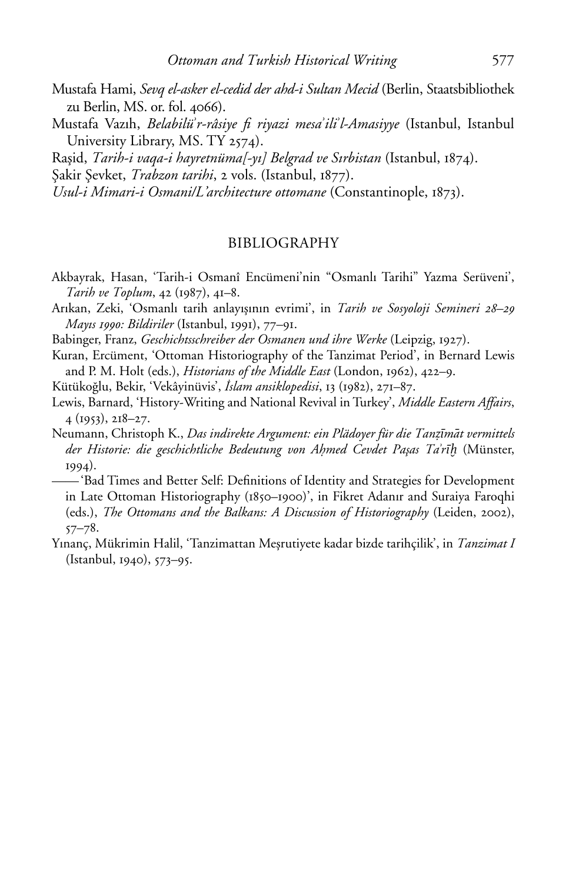Mustafa Hami, *Sevq el-asker el-cedid der ahd-i Sultan Mecid* (Berlin, Staatsbibliothek zu Berlin, MS. or. fol. 4066).

Mustafa Vazıh, *Belabilü'r-râsiye fi riyazi mesa'ili'l-Amasiyye* (Istanbul, Istanbul University Library, MS. TY 2574).

Raşid, *Tarih-i vaqa-i hayretnüma[-yı] Belgrad ve Sırbistan* (Istanbul, 1874).

Şakir Şevket, *Trabzon tarihi*, 2 vols. (Istanbul, 1877).

*Usul-i Mimari-i Osmani/L'architecture ottomane* (Constantinople, 1873).

## BIBLIOGRAPHY

Akbayrak, Hasan, 'Tarih-i Osmanî Encümeni'nin "Osmanlı Tarihi" Yazma Serüveni', *Tarih ve Toplum*, 42 (1987), 41–8.

Arıkan, Zeki, 'Osmanlı tarih anlayışının evrimi', in *Tarih ve Sosyoloji Semineri 28–29 Mayıs 1990: Bildiriler* (Istanbul, 1991), 77–91.

Babinger, Franz, *Geschichtsschreiber der Osmanen und ihre Werke* (Leipzig, 1927).

Kuran, Ercüment, 'Ottoman Historiography of the Tanzimat Period', in Bernard Lewis and P. M. Holt (eds.), *Historians of the Middle East* (London, 1962), 422–9.

Kütükoğlu, Bekir, 'Vekâyinüvis', *İslam ansiklopedisi*, 13 (1982), 271–87.

Lewis, Barnard, 'History-Writing and National Revival in Turkey', *Middle Eastern Affairs*, 4 (1953), 218–27.

Neumann, Christoph K., *Das indirekte Argument: ein Plädoyer für die Tanẓīmāt vermittels der Historie: die geschichtliche Bedeutung von Aḥmed Cevdet Paşas Ta'rīḫ* (Münster, 1994).

—— 'Bad Times and Better Self: Definitions of Identity and Strategies for Development in Late Ottoman Historiography (1850–1900)', in Fikret Adanır and Suraiya Faroqhi (eds.), *The Ottomans and the Balkans: A Discussion of Historiography* (Leiden, 2002), 57–78.

Yınanç, Mükrimin Halil, 'Tanzimattan Meşrutiyete kadar bizde tarihçilik', in *Tanzimat I* (Istanbul, 1940), 573–95.